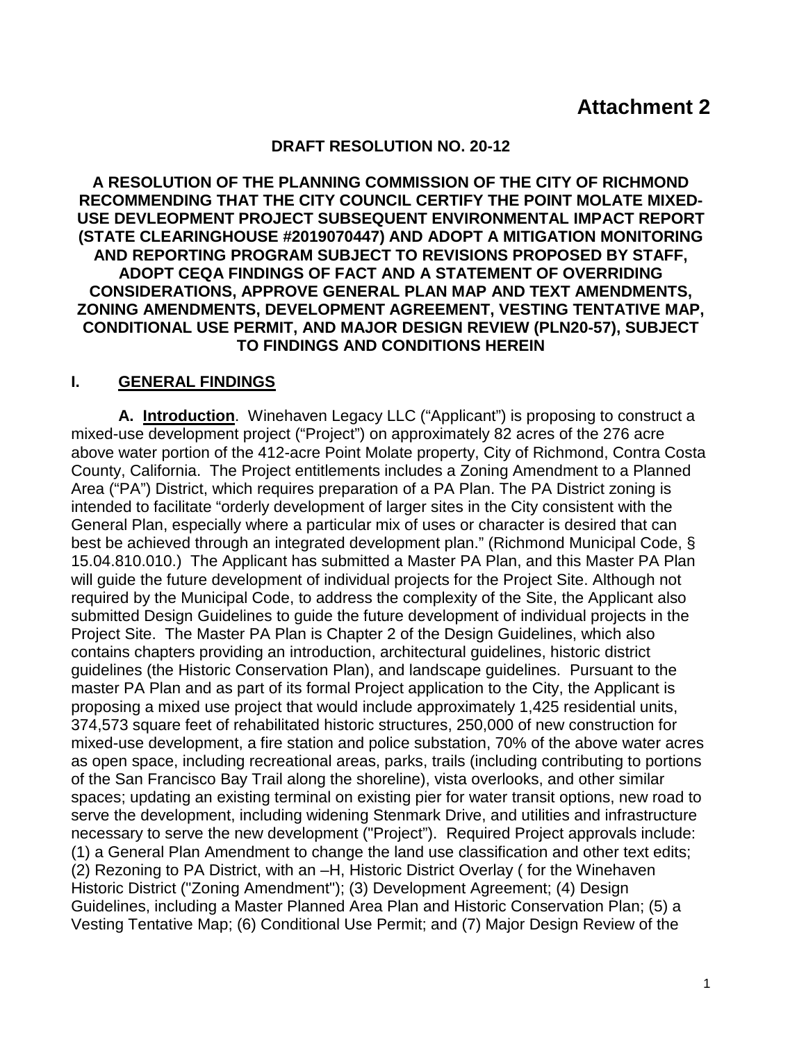# Attachment 2

**DRAFT RESOLUTION NO. 20-12**

**A RESOLUTION OF THE PLANNING COMMISSION OF THE CITY OF RICHMOND RECOMMENDING THAT THE CITY COUNCIL CERTIFY THE POINT MOLATE MIXED-USE DEVLEOPMENT PROJECT SUBSEQUENT ENVIRONMENTAL IMPACT REPORT (STATE CLEARINGHOUSE #2019070447) AND ADOPT A MITIGATION MONITORING AND REPORTING PROGRAM SUBJECT TO REVISIONS PROPOSED BY STAFF, ADOPT CEQA FINDINGS OF FACT AND A STATEMENT OF OVERRIDING CONSIDERATIONS, APPROVE GENERAL PLAN MAP AND TEXT AMENDMENTS, ZONING AMENDMENTS, DEVELOPMENT AGREEMENT, VESTING TENTATIVE MAP, CONDITIONAL USE PERMIT, AND MAJOR DESIGN REVIEW (PLN20-57), SUBJECT TO FINDINGS AND CONDITIONS HEREIN**

## I. GENERAL FINDINGS

**A. Introduction**. Winehaven Legacy LLC ("Applicant") is proposing to construct a mixed-use development project ("Project") on approximately 82 acres of the 276 acre above water portion of the 412-acre Point Molate property, City of Richmond, Contra Costa County, California. The Project entitlements includes a Zoning Amendment to a Planned Area ("PA") District, which requires preparation of a PA Plan. The PA District zoning is intended to facilitate "orderly development of larger sites in the City consistent with the General Plan, especially where a particular mix of uses or character is desired that can best be achieved through an integrated development plan." (Richmond Municipal Code, § 15.04.810.010.) The Applicant has submitted a Master PA Plan, and this Master PA Plan will guide the future development of individual projects for the Project Site. Although not required by the Municipal Code, to address the complexity of the Site, the Applicant also submitted Design Guidelines to guide the future development of individual projects in the Project Site. The Master PA Plan is Chapter 2 of the Design Guidelines, which also contains chapters providing an introduction, architectural guidelines, historic district guidelines (the Historic Conservation Plan), and landscape guidelines. Pursuant to the master PA Plan and as part of its formal Project application to the City, the Applicant is proposing a mixed use project that would include approximately 1,425 residential units, 374,573 square feet of rehabilitated historic structures, 250,000 of new construction for mixed-use development, a fire station and police substation, 70% of the above water acres as open space, including recreational areas, parks, trails (including contributing to portions of the San Francisco Bay Trail along the shoreline), vista overlooks, and other similar spaces; updating an existing terminal on existing pier for water transit options, new road to serve the development, including widening Stenmark Drive, and utilities and infrastructure necessary to serve the new development ("Project"). Required Project approvals include: (1) a General Plan Amendment to change the land use classification and other text edits; (2) Rezoning to PA District, with an –H, Historic District Overlay ( for the Winehaven Historic District ("Zoning Amendment"); (3) Development Agreement; (4) Design Guidelines, including a Master Planned Area Plan and Historic Conservation Plan; (5) a Vesting Tentative Map; (6) Conditional Use Permit; and (7) Major Design Review of the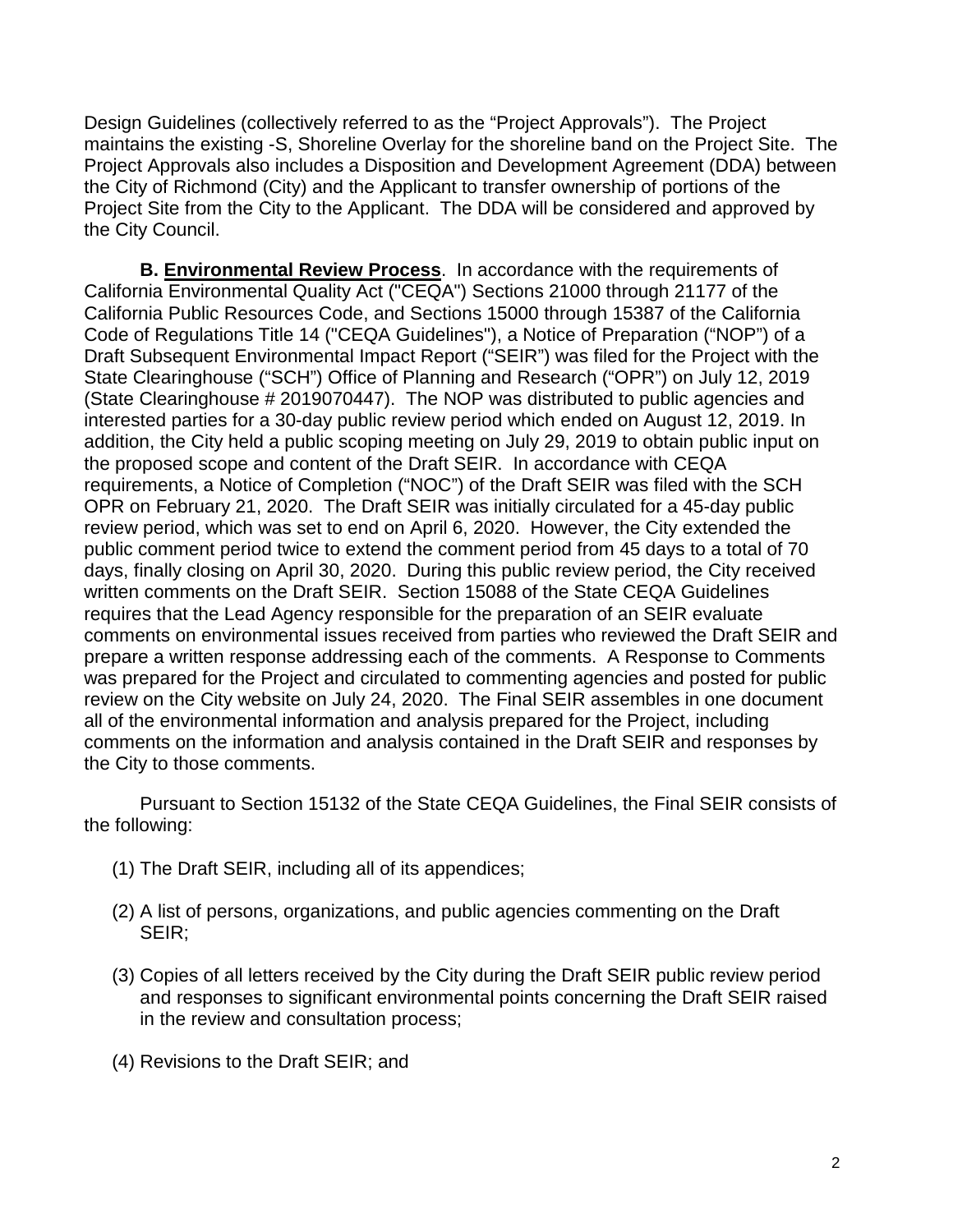Design Guidelines (collectively referred to as the "Project Approvals"). The Project maintains the existing -S, Shoreline Overlay for the shoreline band on the Project Site. The Project Approvals also includes a Disposition and Development Agreement (DDA) between the City of Richmond (City) and the Applicant to transfer ownership of portions of the Project Site from the City to the Applicant. The DDA will be considered and approved by the City Council.

**B. <u>Environmental Review Process</u>**. In accordance with the requirements of California Environmental Quality Act ("CEQA") Sections 21000 through 21177 of the California Public Resources Code, and Sections 15000 through 15387 of the California Code of Regulations Title 14 ("CEQA Guidelines"), a Notice of Preparation ("NOP") of a Draft Subsequent Environmental Impact Report ("SEIR") was filed for the Project with the State Clearinghouse ("SCH") Office of Planning and Research ("OPR") on July 12, 2019 (State Clearinghouse # 2019070447). The NOP was distributed to public agencies and interested parties for a 30-day public review period which ended on August 12, 2019. In addition, the City held a public scoping meeting on July 29, 2019 to obtain public input on the proposed scope and content of the Draft SEIR. In accordance with CEQA requirements, a Notice of Completion ("NOC") of the Draft SEIR was filed with the SCH OPR on February 21, 2020. The Draft SEIR was initially circulated for a 45-day public review period, which was set to end on April 6, 2020. However, the City extended the public comment period twice to extend the comment period from 45 days to a total of 70 days, finally closing on April 30, 2020. During this public review period, the City received written comments on the Draft SEIR. Section 15088 of the State CEQA Guidelines requires that the Lead Agency responsible for the preparation of an SEIR evaluate comments on environmental issues received from parties who reviewed the Draft SEIR and prepare a written response addressing each of the comments. A Response to Comments was prepared for the Project and circulated to commenting agencies and posted for public review on the City website on July 24, 2020. The Final SEIR assembles in one document all of the environmental information and analysis prepared for the Project, including comments on the information and analysis contained in the Draft SEIR and responses by the City to those comments.

Pursuant to Section 15132 of the State CEQA Guidelines, the Final SEIR consists of the following:

(1) The Draft SEIR, including all of its appendices;

(2) A list of persons, organizations, and public agencies commenting on the Draft SEIR;

(3) Copies of all letters received by the City during the Draft SEIR public review period and responses to significant environmental points concerning the Draft SEIR raised in the review and consultation process;

(4) Revisions to the Draft SEIR; and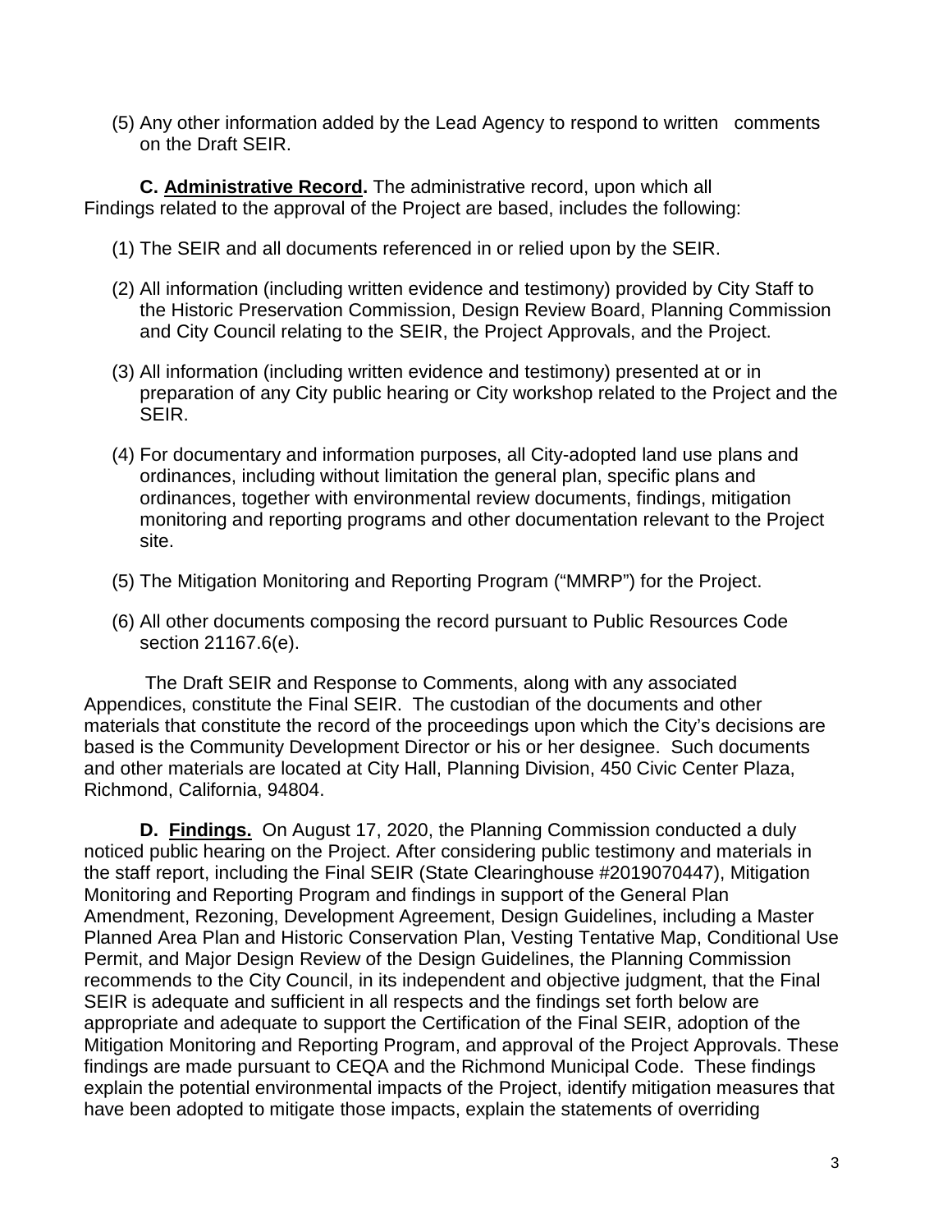(5) Any other information added by the Lead Agency to respond to written comments on the Draft SEIR.

**C. <u>Administrative Record</u>.** The administrative record, upon which all Findings related to the approval of the Project are based, includes the following:

(1) The SEIR and all documents referenced in or relied upon by the SEIR.

(2) All information (including written evidence and testimony) provided by City Staff to the Historic Preservation Commission, Design Review Board, Planning Commission and City Council relating to the SEIR, the Project Approvals, and the Project.

(3) All information (including written evidence and testimony) presented at or in preparation of any City public hearing or City workshop related to the Project and the SEIR.

(4) For documentary and information purposes, all City-adopted land use plans and ordinances, including without limitation the general plan, specific plans and ordinances, together with environmental review documents, findings, mitigation monitoring and reporting programs and other documentation relevant to the Project site.

(5) The Mitigation Monitoring and Reporting Program ("MMRP") for the Project.

(6) All other documents composing the record pursuant to Public Resources Code section 21167.6(e).

The Draft SEIR and Response to Comments, along with any associated Appendices, constitute the Final SEIR. The custodian of the documents and other materials that constitute the record of the proceedings upon which the City's decisions are based is the Community Development Director or his or her designee. Such documents and other materials are located at City Hall, Planning Division, 450 Civic Center Plaza, Richmond, California, 94804.

**D. <u>Findings.</u>** On August 17, 2020, the Planning Commission conducted a duly noticed public hearing on the Project. After considering public testimony and materials in the staff report, including the Final SEIR (State Clearinghouse #2019070447), Mitigation Monitoring and Reporting Program and findings in support of the General Plan Amendment, Rezoning, Development Agreement, Design Guidelines, including a Master Planned Area Plan and Historic Conservation Plan, Vesting Tentative Map, Conditional Use Permit, and Major Design Review of the Design Guidelines, the Planning Commission recommends to the City Council, in its independent and objective judgment, that the Final SEIR is adequate and sufficient in all respects and the findings set forth below are appropriate and adequate to support the Certification of the Final SEIR, adoption of the Mitigation Monitoring and Reporting Program, and approval of the Project Approvals. These findings are made pursuant to CEQA and the Richmond Municipal Code. These findings explain the potential environmental impacts of the Project, identify mitigation measures that have been adopted to mitigate those impacts, explain the statements of overriding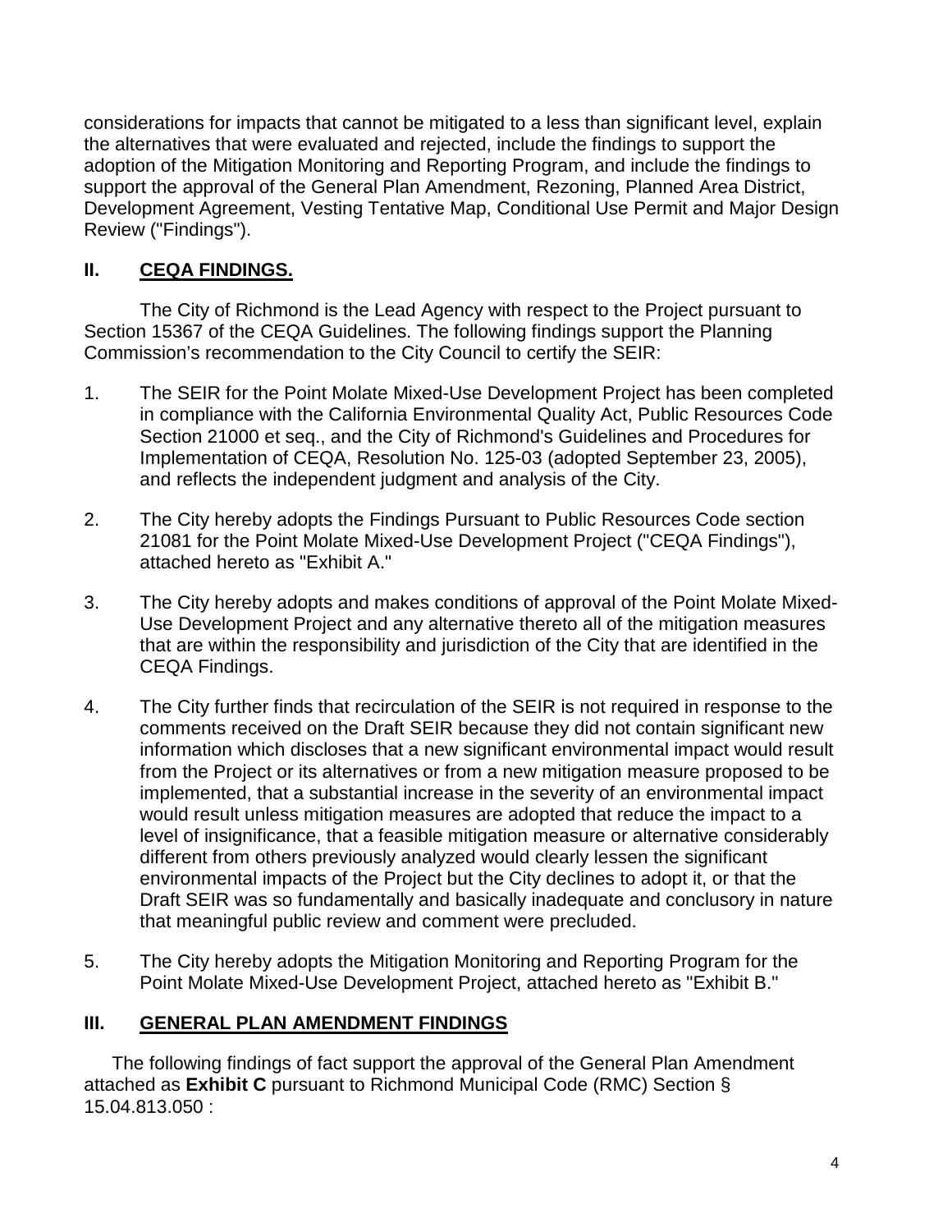considerations for impacts that cannot be mitigated to a less than significant level, explain the alternatives that were evaluated and rejected, include the findings to support the adoption of the Mitigation Monitoring and Reporting Program, and include the findings to support the approval of the General Plan Amendment, Rezoning, Planned Area District, Development Agreement, Vesting Tentative Map, Conditional Use Permit and Major Design Review ("Findings").

## II. CEQA FINDINGS.

The City of Richmond is the Lead Agency with respect to the Project pursuant to Section 15367 of the CEQA Guidelines. The following findings support the Planning Commission's recommendation to the City Council to certify the SEIR:

1. The SEIR for the Point Molate Mixed-Use Development Project has been completed in compliance with the California Environmental Quality Act, Public Resources Code Section 21000 et seq., and the City of Richmond's Guidelines and Procedures for Implementation of CEQA, Resolution No. 125-03 (adopted September 23, 2005), and reflects the independent judgment and analysis of the City.

2. The City hereby adopts the Findings Pursuant to Public Resources Code section 21081 for the Point Molate Mixed-Use Development Project ("CEQA Findings"), attached hereto as "Exhibit A."

3. The City hereby adopts and makes conditions of approval of the Point Molate Mixed-Use Development Project and any alternative thereto all of the mitigation measures that are within the responsibility and jurisdiction of the City that are identified in the CEQA Findings.

4. The City further finds that recirculation of the SEIR is not required in response to the comments received on the Draft SEIR because they did not contain significant new information which discloses that a new significant environmental impact would result from the Project or its alternatives or from a new mitigation measure proposed to be implemented, that a substantial increase in the severity of an environmental impact would result unless mitigation measures are adopted that reduce the impact to a level of insignificance, that a feasible mitigation measure or alternative considerably different from others previously analyzed would clearly lessen the significant environmental impacts of the Project but the City declines to adopt it, or that the Draft SEIR was so fundamentally and basically inadequate and conclusory in nature that meaningful public review and comment were precluded.

5. The City hereby adopts the Mitigation Monitoring and Reporting Program for the Point Molate Mixed-Use Development Project, attached hereto as "Exhibit B."

## III. GENERAL PLAN AMENDMENT FINDINGS

The following findings of fact support the approval of the General Plan Amendment attached as **Exhibit C** pursuant to Richmond Municipal Code (RMC) Section § 15.04.813.050 :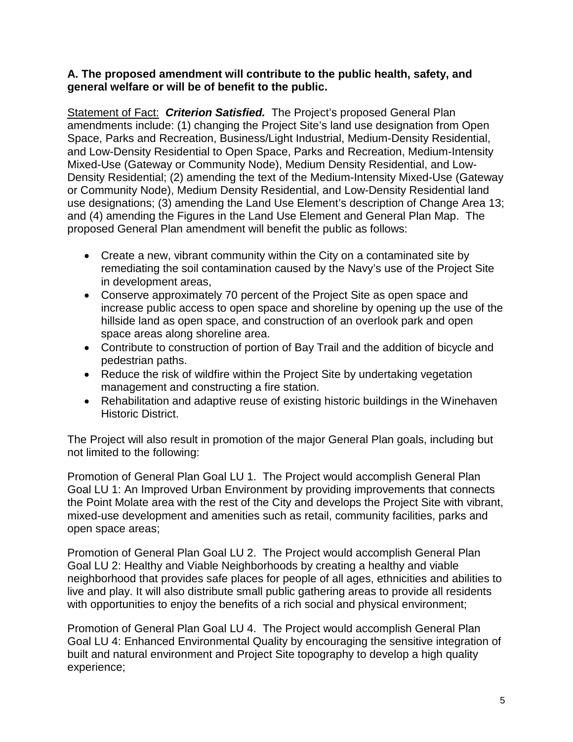**A. The proposed amendment will contribute to the public health, safety, and general welfare or will be of benefit to the public.**

Statement of Fact: ***Criterion Satisfied.*** The Project's proposed General Plan amendments include: (1) changing the Project Site's land use designation from Open Space, Parks and Recreation, Business/Light Industrial, Medium-Density Residential, and Low-Density Residential to Open Space, Parks and Recreation, Medium-Intensity Mixed-Use (Gateway or Community Node), Medium Density Residential, and Low-Density Residential; (2) amending the text of the Medium-Intensity Mixed-Use (Gateway or Community Node), Medium Density Residential, and Low-Density Residential land use designations; (3) amending the Land Use Element's description of Change Area 13; and (4) amending the Figures in the Land Use Element and General Plan Map. The proposed General Plan amendment will benefit the public as follows:

- Create a new, vibrant community within the City on a contaminated site by remediating the soil contamination caused by the Navy's use of the Project Site in development areas,
- Conserve approximately 70 percent of the Project Site as open space and increase public access to open space and shoreline by opening up the use of the hillside land as open space, and construction of an overlook park and open space areas along shoreline area.
- Contribute to construction of portion of Bay Trail and the addition of bicycle and pedestrian paths.
- Reduce the risk of wildfire within the Project Site by undertaking vegetation management and constructing a fire station.
- Rehabilitation and adaptive reuse of existing historic buildings in the Winehaven Historic District.

The Project will also result in promotion of the major General Plan goals, including but not limited to the following:

Promotion of General Plan Goal LU 1. The Project would accomplish General Plan Goal LU 1: An Improved Urban Environment by providing improvements that connects the Point Molate area with the rest of the City and develops the Project Site with vibrant, mixed-use development and amenities such as retail, community facilities, parks and open space areas;

Promotion of General Plan Goal LU 2. The Project would accomplish General Plan Goal LU 2: Healthy and Viable Neighborhoods by creating a healthy and viable neighborhood that provides safe places for people of all ages, ethnicities and abilities to live and play. It will also distribute small public gathering areas to provide all residents with opportunities to enjoy the benefits of a rich social and physical environment;

Promotion of General Plan Goal LU 4. The Project would accomplish General Plan Goal LU 4: Enhanced Environmental Quality by encouraging the sensitive integration of built and natural environment and Project Site topography to develop a high quality experience;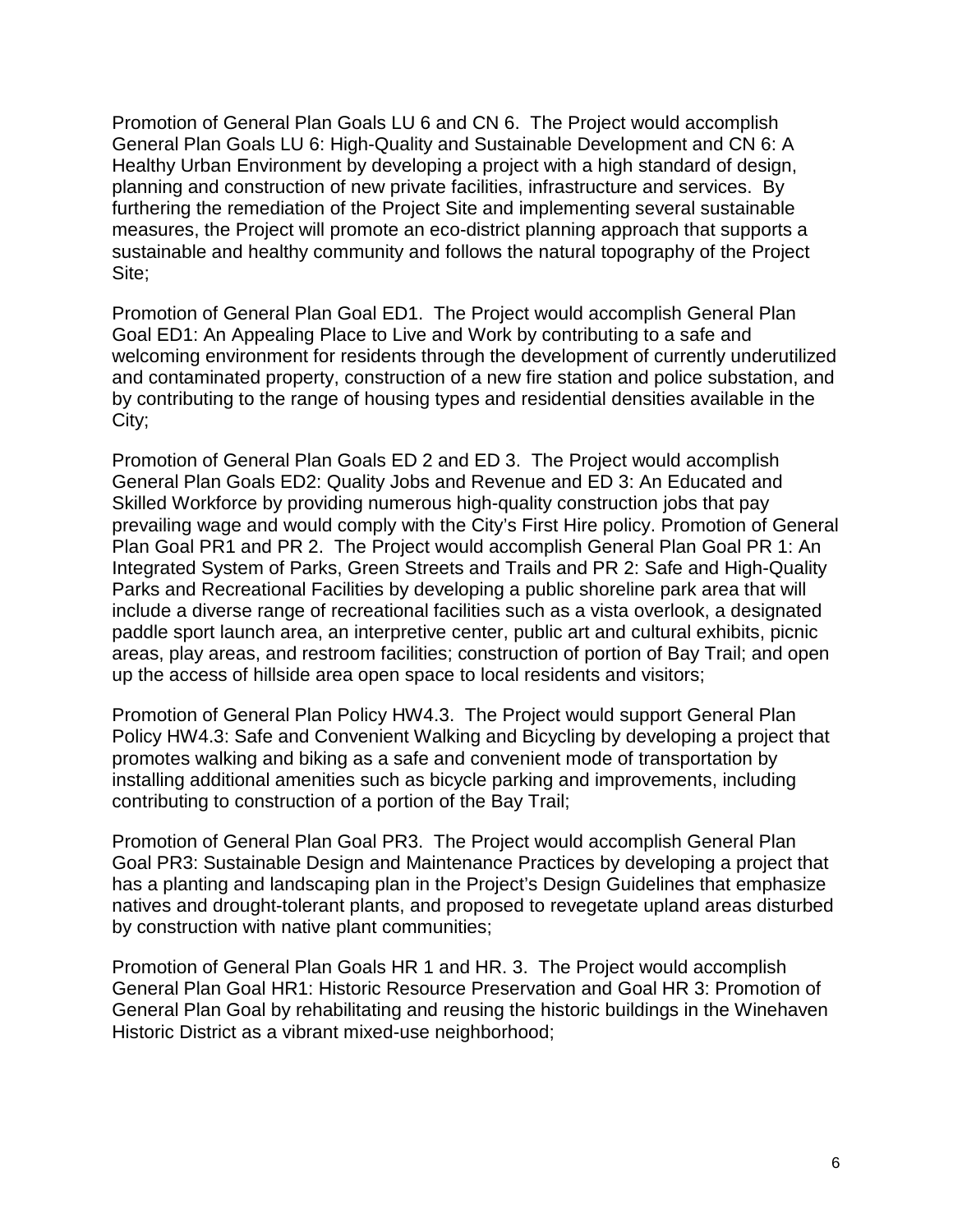Promotion of General Plan Goals LU 6 and CN 6. The Project would accomplish General Plan Goals LU 6: High-Quality and Sustainable Development and CN 6: A Healthy Urban Environment by developing a project with a high standard of design, planning and construction of new private facilities, infrastructure and services. By furthering the remediation of the Project Site and implementing several sustainable measures, the Project will promote an eco-district planning approach that supports a sustainable and healthy community and follows the natural topography of the Project Site;

Promotion of General Plan Goal ED1. The Project would accomplish General Plan Goal ED1: An Appealing Place to Live and Work by contributing to a safe and welcoming environment for residents through the development of currently underutilized and contaminated property, construction of a new fire station and police substation, and by contributing to the range of housing types and residential densities available in the City;

Promotion of General Plan Goals ED 2 and ED 3. The Project would accomplish General Plan Goals ED2: Quality Jobs and Revenue and ED 3: An Educated and Skilled Workforce by providing numerous high-quality construction jobs that pay prevailing wage and would comply with the City's First Hire policy. Promotion of General Plan Goal PR1 and PR 2. The Project would accomplish General Plan Goal PR 1: An Integrated System of Parks, Green Streets and Trails and PR 2: Safe and High-Quality Parks and Recreational Facilities by developing a public shoreline park area that will include a diverse range of recreational facilities such as a vista overlook, a designated paddle sport launch area, an interpretive center, public art and cultural exhibits, picnic areas, play areas, and restroom facilities; construction of portion of Bay Trail; and open up the access of hillside area open space to local residents and visitors;

Promotion of General Plan Policy HW4.3. The Project would support General Plan Policy HW4.3: Safe and Convenient Walking and Bicycling by developing a project that promotes walking and biking as a safe and convenient mode of transportation by installing additional amenities such as bicycle parking and improvements, including contributing to construction of a portion of the Bay Trail;

Promotion of General Plan Goal PR3. The Project would accomplish General Plan Goal PR3: Sustainable Design and Maintenance Practices by developing a project that has a planting and landscaping plan in the Project's Design Guidelines that emphasize natives and drought-tolerant plants, and proposed to revegetate upland areas disturbed by construction with native plant communities;

Promotion of General Plan Goals HR 1 and HR. 3. The Project would accomplish General Plan Goal HR1: Historic Resource Preservation and Goal HR 3: Promotion of General Plan Goal by rehabilitating and reusing the historic buildings in the Winehaven Historic District as a vibrant mixed-use neighborhood;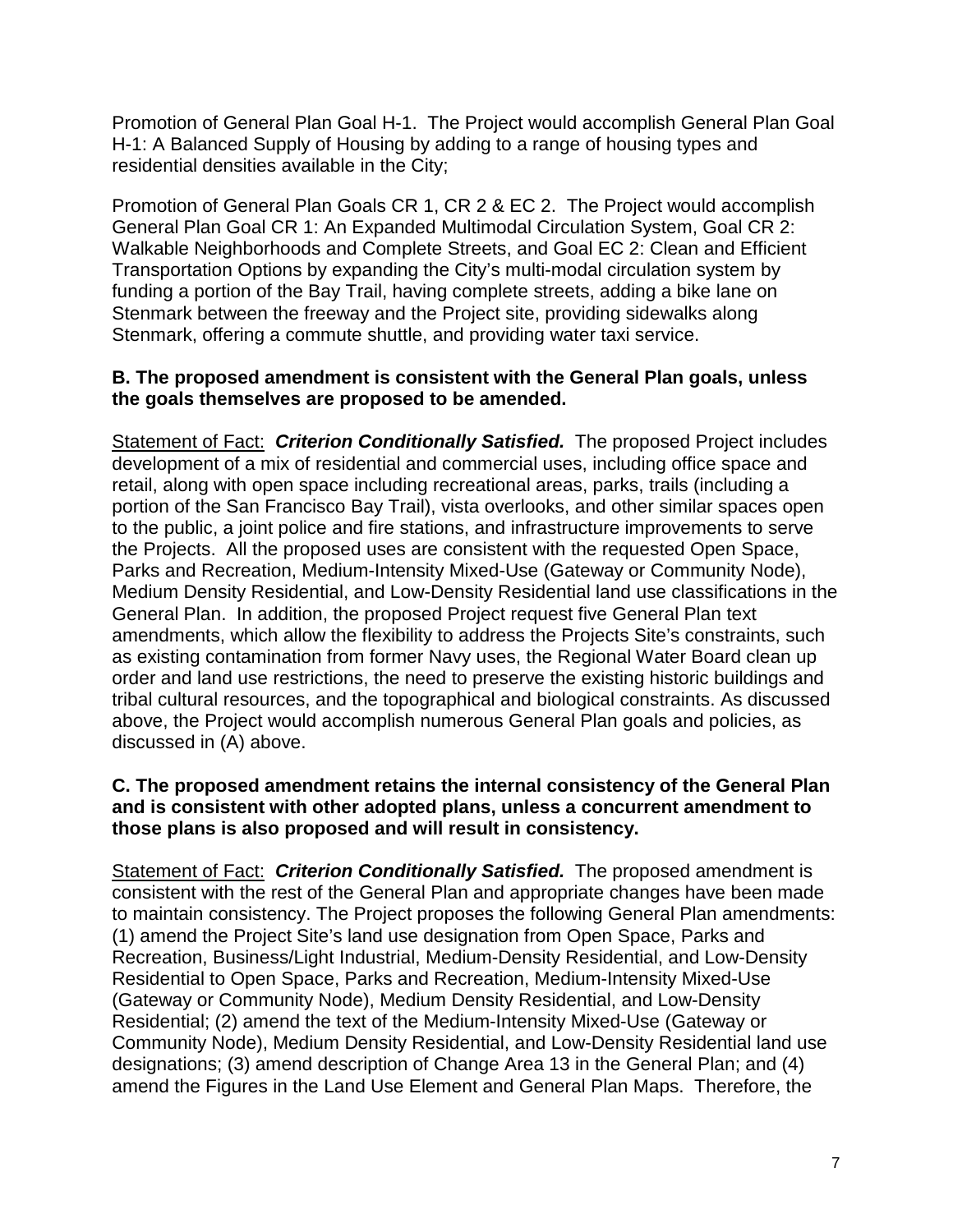Promotion of General Plan Goal H-1. The Project would accomplish General Plan Goal H-1: A Balanced Supply of Housing by adding to a range of housing types and residential densities available in the City;

Promotion of General Plan Goals CR 1, CR 2 & EC 2. The Project would accomplish General Plan Goal CR 1: An Expanded Multimodal Circulation System, Goal CR 2: Walkable Neighborhoods and Complete Streets, and Goal EC 2: Clean and Efficient Transportation Options by expanding the City's multi-modal circulation system by funding a portion of the Bay Trail, having complete streets, adding a bike lane on Stenmark between the freeway and the Project site, providing sidewalks along Stenmark, offering a commute shuttle, and providing water taxi service.

**B. The proposed amendment is consistent with the General Plan goals, unless the goals themselves are proposed to be amended.**

Statement of Fact: ***Criterion Conditionally Satisfied.*** The proposed Project includes development of a mix of residential and commercial uses, including office space and retail, along with open space including recreational areas, parks, trails (including a portion of the San Francisco Bay Trail), vista overlooks, and other similar spaces open to the public, a joint police and fire stations, and infrastructure improvements to serve the Projects. All the proposed uses are consistent with the requested Open Space, Parks and Recreation, Medium-Intensity Mixed-Use (Gateway or Community Node), Medium Density Residential, and Low-Density Residential land use classifications in the General Plan. In addition, the proposed Project request five General Plan text amendments, which allow the flexibility to address the Projects Site's constraints, such as existing contamination from former Navy uses, the Regional Water Board clean up order and land use restrictions, the need to preserve the existing historic buildings and tribal cultural resources, and the topographical and biological constraints. As discussed above, the Project would accomplish numerous General Plan goals and policies, as discussed in (A) above.

**C. The proposed amendment retains the internal consistency of the General Plan and is consistent with other adopted plans, unless a concurrent amendment to those plans is also proposed and will result in consistency.**

Statement of Fact: ***Criterion Conditionally Satisfied.*** The proposed amendment is consistent with the rest of the General Plan and appropriate changes have been made to maintain consistency. The Project proposes the following General Plan amendments: (1) amend the Project Site's land use designation from Open Space, Parks and Recreation, Business/Light Industrial, Medium-Density Residential, and Low-Density Residential to Open Space, Parks and Recreation, Medium-Intensity Mixed-Use (Gateway or Community Node), Medium Density Residential, and Low-Density Residential; (2) amend the text of the Medium-Intensity Mixed-Use (Gateway or Community Node), Medium Density Residential, and Low-Density Residential land use designations; (3) amend description of Change Area 13 in the General Plan; and (4) amend the Figures in the Land Use Element and General Plan Maps. Therefore, the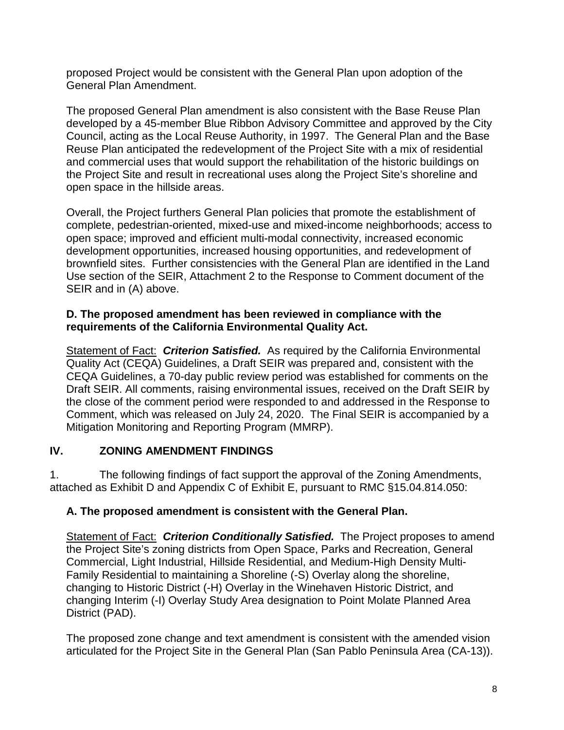proposed Project would be consistent with the General Plan upon adoption of the General Plan Amendment.

The proposed General Plan amendment is also consistent with the Base Reuse Plan developed by a 45-member Blue Ribbon Advisory Committee and approved by the City Council, acting as the Local Reuse Authority, in 1997. The General Plan and the Base Reuse Plan anticipated the redevelopment of the Project Site with a mix of residential and commercial uses that would support the rehabilitation of the historic buildings on the Project Site and result in recreational uses along the Project Site's shoreline and open space in the hillside areas.

Overall, the Project furthers General Plan policies that promote the establishment of complete, pedestrian-oriented, mixed-use and mixed-income neighborhoods; access to open space; improved and efficient multi-modal connectivity, increased economic development opportunities, increased housing opportunities, and redevelopment of brownfield sites. Further consistencies with the General Plan are identified in the Land Use section of the SEIR, Attachment 2 to the Response to Comment document of the SEIR and in (A) above.

**D. The proposed amendment has been reviewed in compliance with the requirements of the California Environmental Quality Act.**

Statement of Fact: ***Criterion Satisfied.*** As required by the California Environmental Quality Act (CEQA) Guidelines, a Draft SEIR was prepared and, consistent with the CEQA Guidelines, a 70-day public review period was established for comments on the Draft SEIR. All comments, raising environmental issues, received on the Draft SEIR by the close of the comment period were responded to and addressed in the Response to Comment, which was released on July 24, 2020. The Final SEIR is accompanied by a Mitigation Monitoring and Reporting Program (MMRP).

## IV. ZONING AMENDMENT FINDINGS

1. The following findings of fact support the approval of the Zoning Amendments, attached as Exhibit D and Appendix C of Exhibit E, pursuant to RMC §15.04.814.050:

**A. The proposed amendment is consistent with the General Plan.**

Statement of Fact: ***Criterion Conditionally Satisfied.*** The Project proposes to amend the Project Site's zoning districts from Open Space, Parks and Recreation, General Commercial, Light Industrial, Hillside Residential, and Medium-High Density Multi-Family Residential to maintaining a Shoreline (-S) Overlay along the shoreline, changing to Historic District (-H) Overlay in the Winehaven Historic District, and changing Interim (-I) Overlay Study Area designation to Point Molate Planned Area District (PAD).

The proposed zone change and text amendment is consistent with the amended vision articulated for the Project Site in the General Plan (San Pablo Peninsula Area (CA-13)).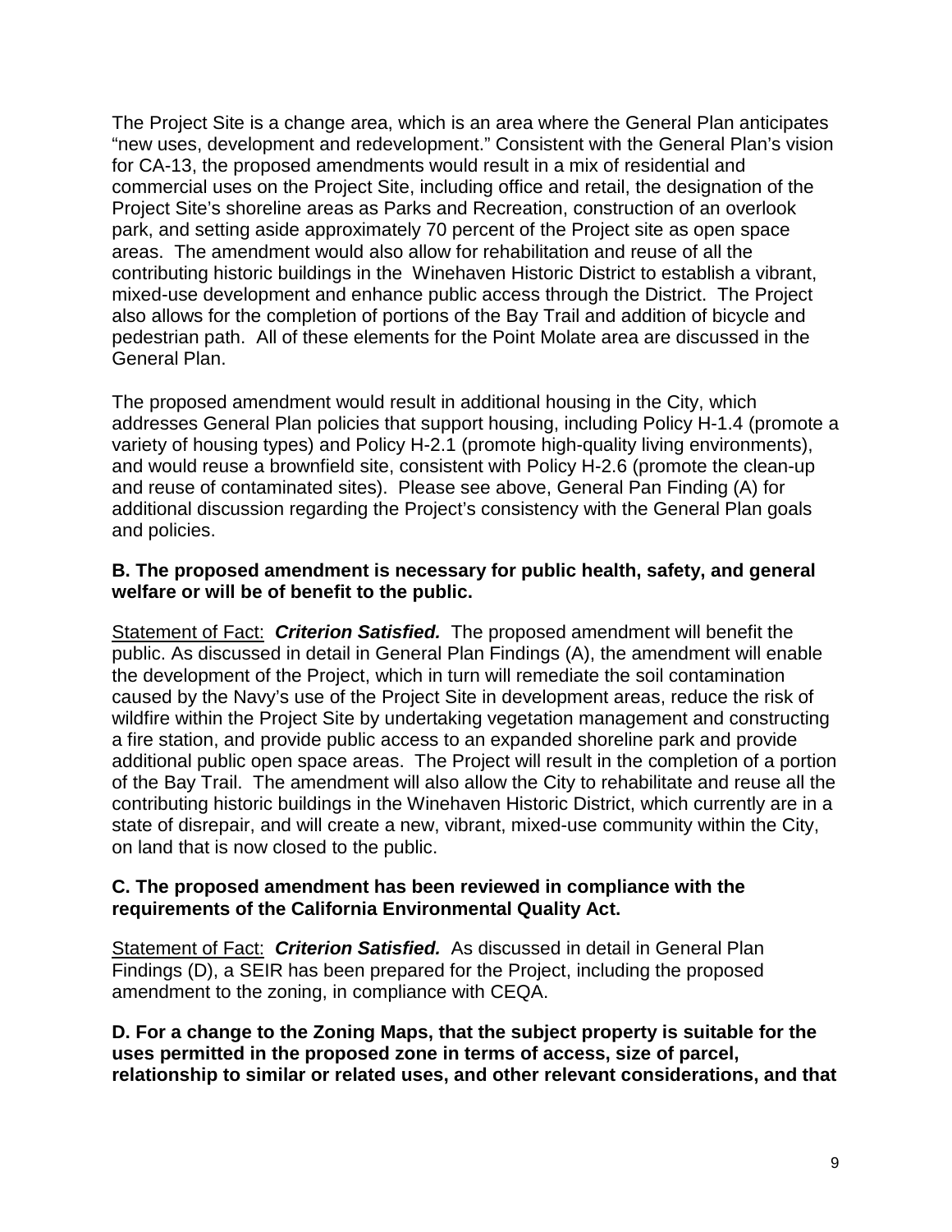The Project Site is a change area, which is an area where the General Plan anticipates "new uses, development and redevelopment." Consistent with the General Plan's vision for CA-13, the proposed amendments would result in a mix of residential and commercial uses on the Project Site, including office and retail, the designation of the Project Site's shoreline areas as Parks and Recreation, construction of an overlook park, and setting aside approximately 70 percent of the Project site as open space areas. The amendment would also allow for rehabilitation and reuse of all the contributing historic buildings in the Winehaven Historic District to establish a vibrant, mixed-use development and enhance public access through the District. The Project also allows for the completion of portions of the Bay Trail and addition of bicycle and pedestrian path. All of these elements for the Point Molate area are discussed in the General Plan.

The proposed amendment would result in additional housing in the City, which addresses General Plan policies that support housing, including Policy H-1.4 (promote a variety of housing types) and Policy H-2.1 (promote high-quality living environments), and would reuse a brownfield site, consistent with Policy H-2.6 (promote the clean-up and reuse of contaminated sites). Please see above, General Pan Finding (A) for additional discussion regarding the Project's consistency with the General Plan goals and policies.

**B. The proposed amendment is necessary for public health, safety, and general welfare or will be of benefit to the public.**

Statement of Fact: ***Criterion Satisfied.*** The proposed amendment will benefit the public. As discussed in detail in General Plan Findings (A), the amendment will enable the development of the Project, which in turn will remediate the soil contamination caused by the Navy's use of the Project Site in development areas, reduce the risk of wildfire within the Project Site by undertaking vegetation management and constructing a fire station, and provide public access to an expanded shoreline park and provide additional public open space areas. The Project will result in the completion of a portion of the Bay Trail. The amendment will also allow the City to rehabilitate and reuse all the contributing historic buildings in the Winehaven Historic District, which currently are in a state of disrepair, and will create a new, vibrant, mixed-use community within the City, on land that is now closed to the public.

**C. The proposed amendment has been reviewed in compliance with the requirements of the California Environmental Quality Act.**

Statement of Fact: ***Criterion Satisfied.*** As discussed in detail in General Plan Findings (D), a SEIR has been prepared for the Project, including the proposed amendment to the zoning, in compliance with CEQA.

**D. For a change to the Zoning Maps, that the subject property is suitable for the uses permitted in the proposed zone in terms of access, size of parcel, relationship to similar or related uses, and other relevant considerations, and that**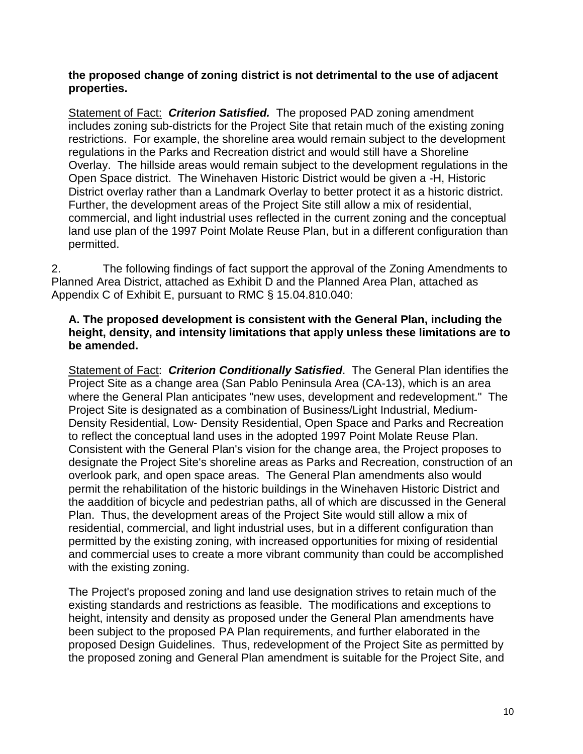**the proposed change of zoning district is not detrimental to the use of adjacent properties.**

Statement of Fact: ***Criterion Satisfied.*** The proposed PAD zoning amendment includes zoning sub-districts for the Project Site that retain much of the existing zoning restrictions. For example, the shoreline area would remain subject to the development regulations in the Parks and Recreation district and would still have a Shoreline Overlay. The hillside areas would remain subject to the development regulations in the Open Space district. The Winehaven Historic District would be given a -H, Historic District overlay rather than a Landmark Overlay to better protect it as a historic district. Further, the development areas of the Project Site still allow a mix of residential, commercial, and light industrial uses reflected in the current zoning and the conceptual land use plan of the 1997 Point Molate Reuse Plan, but in a different configuration than permitted.

2. The following findings of fact support the approval of the Zoning Amendments to Planned Area District, attached as Exhibit D and the Planned Area Plan, attached as Appendix C of Exhibit E, pursuant to RMC § 15.04.810.040:

**A. The proposed development is consistent with the General Plan, including the height, density, and intensity limitations that apply unless these limitations are to be amended.**

Statement of Fact: ***Criterion Conditionally Satisfied***. The General Plan identifies the Project Site as a change area (San Pablo Peninsula Area (CA-13), which is an area where the General Plan anticipates "new uses, development and redevelopment." The Project Site is designated as a combination of Business/Light Industrial, Medium-Density Residential, Low- Density Residential, Open Space and Parks and Recreation to reflect the conceptual land uses in the adopted 1997 Point Molate Reuse Plan. Consistent with the General Plan's vision for the change area, the Project proposes to designate the Project Site's shoreline areas as Parks and Recreation, construction of an overlook park, and open space areas. The General Plan amendments also would permit the rehabilitation of the historic buildings in the Winehaven Historic District and the aaddition of bicycle and pedestrian paths, all of which are discussed in the General Plan. Thus, the development areas of the Project Site would still allow a mix of residential, commercial, and light industrial uses, but in a different configuration than permitted by the existing zoning, with increased opportunities for mixing of residential and commercial uses to create a more vibrant community than could be accomplished with the existing zoning.

The Project's proposed zoning and land use designation strives to retain much of the existing standards and restrictions as feasible. The modifications and exceptions to height, intensity and density as proposed under the General Plan amendments have been subject to the proposed PA Plan requirements, and further elaborated in the proposed Design Guidelines. Thus, redevelopment of the Project Site as permitted by the proposed zoning and General Plan amendment is suitable for the Project Site, and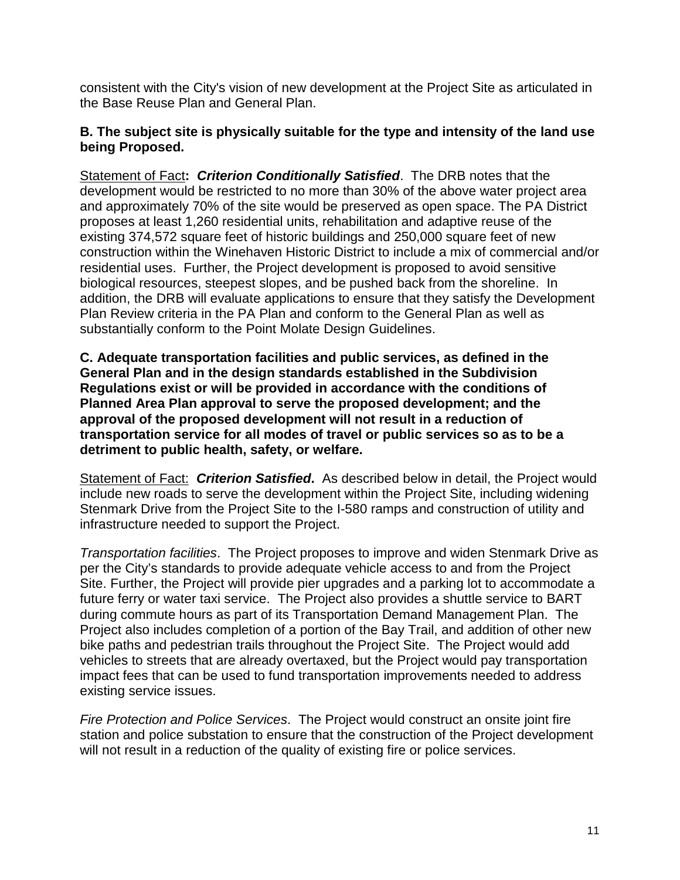consistent with the City's vision of new development at the Project Site as articulated in the Base Reuse Plan and General Plan.

**B. The subject site is physically suitable for the type and intensity of the land use being Proposed.**

Statement of Fact**:** ***Criterion Conditionally Satisfied***. The DRB notes that the development would be restricted to no more than 30% of the above water project area and approximately 70% of the site would be preserved as open space. The PA District proposes at least 1,260 residential units, rehabilitation and adaptive reuse of the existing 374,572 square feet of historic buildings and 250,000 square feet of new construction within the Winehaven Historic District to include a mix of commercial and/or residential uses. Further, the Project development is proposed to avoid sensitive biological resources, steepest slopes, and be pushed back from the shoreline. In addition, the DRB will evaluate applications to ensure that they satisfy the Development Plan Review criteria in the PA Plan and conform to the General Plan as well as substantially conform to the Point Molate Design Guidelines.

**C. Adequate transportation facilities and public services, as defined in the General Plan and in the design standards established in the Subdivision Regulations exist or will be provided in accordance with the conditions of Planned Area Plan approval to serve the proposed development; and the approval of the proposed development will not result in a reduction of transportation service for all modes of travel or public services so as to be a detriment to public health, safety, or welfare.**

Statement of Fact: ***Criterion Satisfied*****.** As described below in detail, the Project would include new roads to serve the development within the Project Site, including widening Stenmark Drive from the Project Site to the I-580 ramps and construction of utility and infrastructure needed to support the Project.

*Transportation facilities*. The Project proposes to improve and widen Stenmark Drive as per the City's standards to provide adequate vehicle access to and from the Project Site. Further, the Project will provide pier upgrades and a parking lot to accommodate a future ferry or water taxi service. The Project also provides a shuttle service to BART during commute hours as part of its Transportation Demand Management Plan. The Project also includes completion of a portion of the Bay Trail, and addition of other new bike paths and pedestrian trails throughout the Project Site. The Project would add vehicles to streets that are already overtaxed, but the Project would pay transportation impact fees that can be used to fund transportation improvements needed to address existing service issues.

*Fire Protection and Police Services*. The Project would construct an onsite joint fire station and police substation to ensure that the construction of the Project development will not result in a reduction of the quality of existing fire or police services.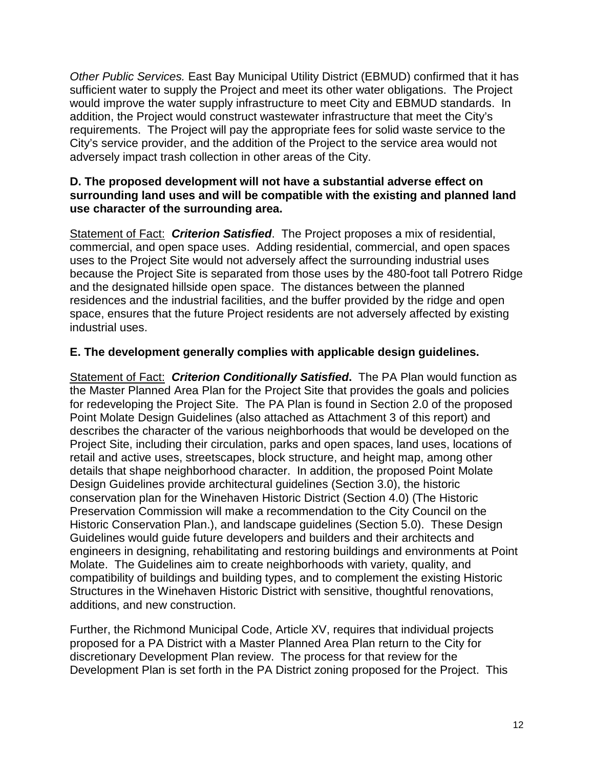*Other Public Services.* East Bay Municipal Utility District (EBMUD) confirmed that it has sufficient water to supply the Project and meet its other water obligations. The Project would improve the water supply infrastructure to meet City and EBMUD standards. In addition, the Project would construct wastewater infrastructure that meet the City's requirements. The Project will pay the appropriate fees for solid waste service to the City's service provider, and the addition of the Project to the service area would not adversely impact trash collection in other areas of the City.

**D. The proposed development will not have a substantial adverse effect on surrounding land uses and will be compatible with the existing and planned land use character of the surrounding area.**

Statement of Fact: ***Criterion Satisfied***. The Project proposes a mix of residential, commercial, and open space uses. Adding residential, commercial, and open spaces uses to the Project Site would not adversely affect the surrounding industrial uses because the Project Site is separated from those uses by the 480-foot tall Potrero Ridge and the designated hillside open space. The distances between the planned residences and the industrial facilities, and the buffer provided by the ridge and open space, ensures that the future Project residents are not adversely affected by existing industrial uses.

**E. The development generally complies with applicable design guidelines.**

Statement of Fact: ***Criterion Conditionally Satisfied***. The PA Plan would function as the Master Planned Area Plan for the Project Site that provides the goals and policies for redeveloping the Project Site. The PA Plan is found in Section 2.0 of the proposed Point Molate Design Guidelines (also attached as Attachment 3 of this report) and describes the character of the various neighborhoods that would be developed on the Project Site, including their circulation, parks and open spaces, land uses, locations of retail and active uses, streetscapes, block structure, and height map, among other details that shape neighborhood character. In addition, the proposed Point Molate Design Guidelines provide architectural guidelines (Section 3.0), the historic conservation plan for the Winehaven Historic District (Section 4.0) (The Historic Preservation Commission will make a recommendation to the City Council on the Historic Conservation Plan.), and landscape guidelines (Section 5.0). These Design Guidelines would guide future developers and builders and their architects and engineers in designing, rehabilitating and restoring buildings and environments at Point Molate. The Guidelines aim to create neighborhoods with variety, quality, and compatibility of buildings and building types, and to complement the existing Historic Structures in the Winehaven Historic District with sensitive, thoughtful renovations, additions, and new construction.

Further, the Richmond Municipal Code, Article XV, requires that individual projects proposed for a PA District with a Master Planned Area Plan return to the City for discretionary Development Plan review. The process for that review for the Development Plan is set forth in the PA District zoning proposed for the Project. This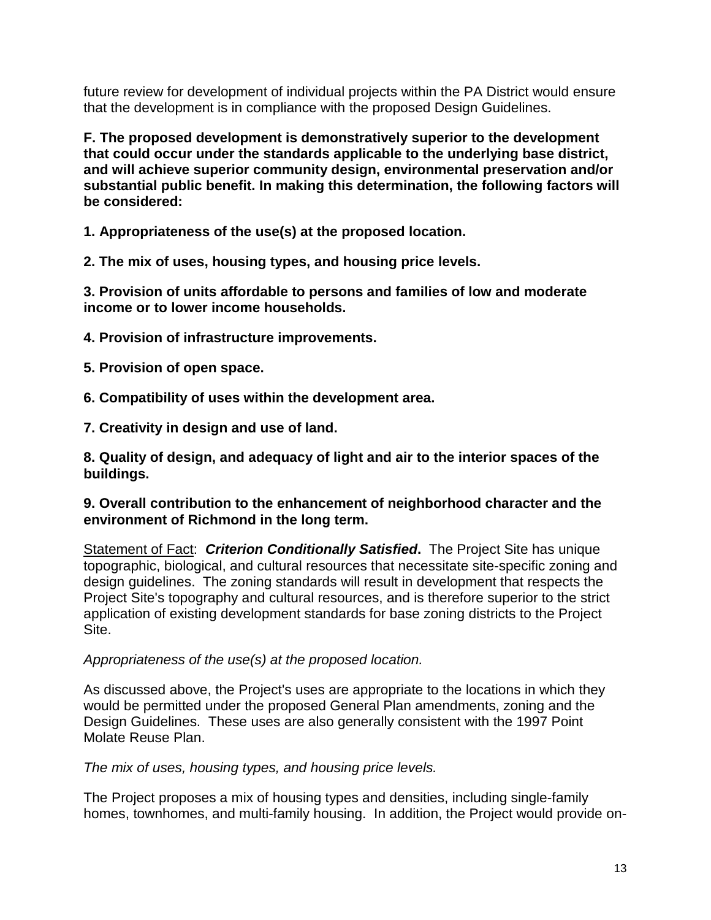future review for development of individual projects within the PA District would ensure that the development is in compliance with the proposed Design Guidelines.

**F. The proposed development is demonstratively superior to the development that could occur under the standards applicable to the underlying base district, and will achieve superior community design, environmental preservation and/or substantial public benefit. In making this determination, the following factors will be considered:**

**1. Appropriateness of the use(s) at the proposed location.**

**2. The mix of uses, housing types, and housing price levels.**

**3. Provision of units affordable to persons and families of low and moderate income or to lower income households.**

**4. Provision of infrastructure improvements.**

**5. Provision of open space.**

**6. Compatibility of uses within the development area.**

**7. Creativity in design and use of land.**

**8. Quality of design, and adequacy of light and air to the interior spaces of the buildings.**

**9. Overall contribution to the enhancement of neighborhood character and the environment of Richmond in the long term.**

Statement of Fact: ***Criterion Conditionally Satisfied*.** The Project Site has unique topographic, biological, and cultural resources that necessitate site-specific zoning and design guidelines. The zoning standards will result in development that respects the Project Site's topography and cultural resources, and is therefore superior to the strict application of existing development standards for base zoning districts to the Project Site.

*Appropriateness of the use(s) at the proposed location.*

As discussed above, the Project's uses are appropriate to the locations in which they would be permitted under the proposed General Plan amendments, zoning and the Design Guidelines. These uses are also generally consistent with the 1997 Point Molate Reuse Plan.

*The mix of uses, housing types, and housing price levels.*

The Project proposes a mix of housing types and densities, including single-family homes, townhomes, and multi-family housing. In addition, the Project would provide on-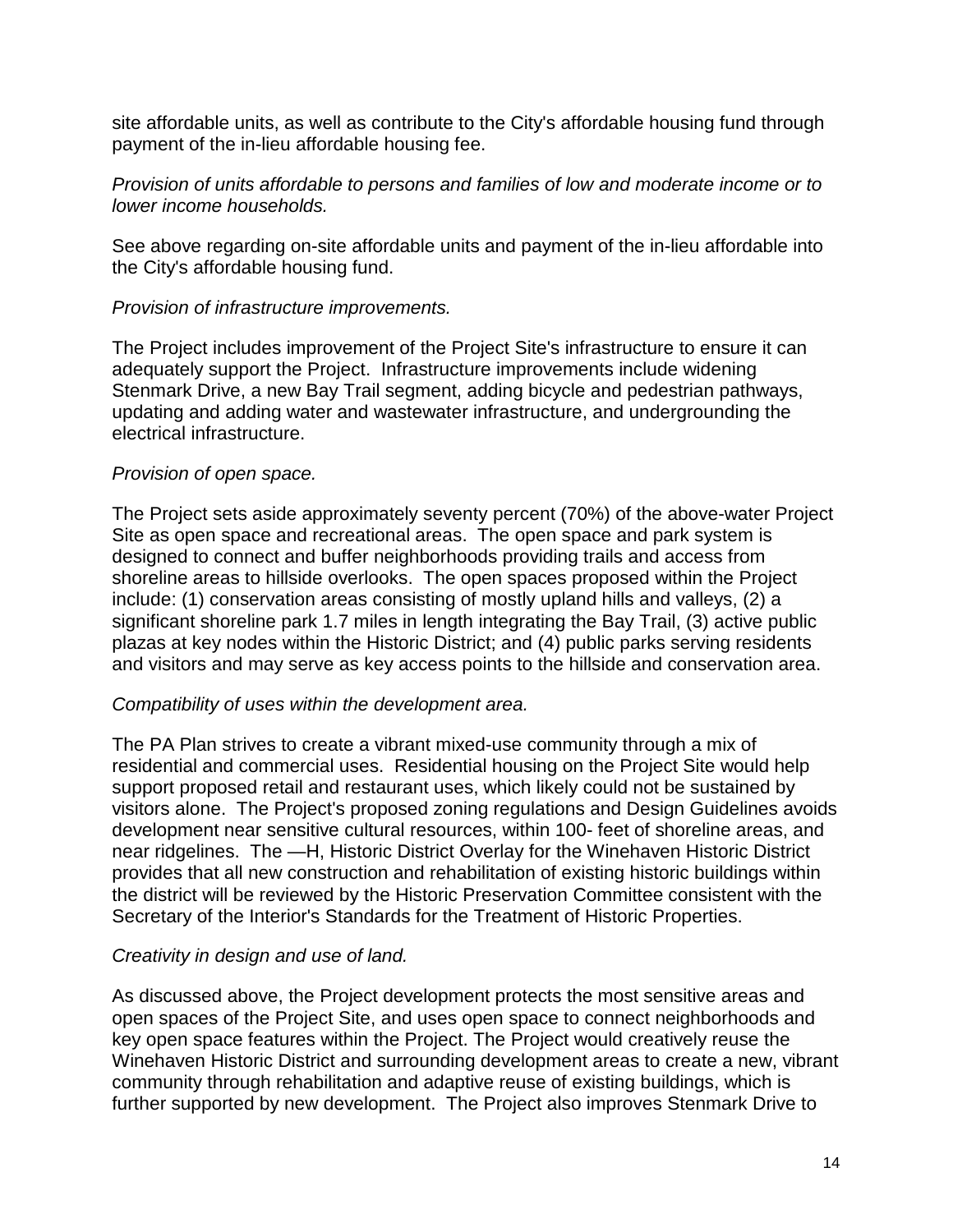site affordable units, as well as contribute to the City's affordable housing fund through payment of the in-lieu affordable housing fee.

*Provision of units affordable to persons and families of low and moderate income or to lower income households.*

See above regarding on-site affordable units and payment of the in-lieu affordable into the City's affordable housing fund.

*Provision of infrastructure improvements.*

The Project includes improvement of the Project Site's infrastructure to ensure it can adequately support the Project. Infrastructure improvements include widening Stenmark Drive, a new Bay Trail segment, adding bicycle and pedestrian pathways, updating and adding water and wastewater infrastructure, and undergrounding the electrical infrastructure.

*Provision of open space.*

The Project sets aside approximately seventy percent (70%) of the above-water Project Site as open space and recreational areas. The open space and park system is designed to connect and buffer neighborhoods providing trails and access from shoreline areas to hillside overlooks. The open spaces proposed within the Project include: (1) conservation areas consisting of mostly upland hills and valleys, (2) a significant shoreline park 1.7 miles in length integrating the Bay Trail, (3) active public plazas at key nodes within the Historic District; and (4) public parks serving residents and visitors and may serve as key access points to the hillside and conservation area.

*Compatibility of uses within the development area.*

The PA Plan strives to create a vibrant mixed-use community through a mix of residential and commercial uses. Residential housing on the Project Site would help support proposed retail and restaurant uses, which likely could not be sustained by visitors alone. The Project's proposed zoning regulations and Design Guidelines avoids development near sensitive cultural resources, within 100- feet of shoreline areas, and near ridgelines. The —H, Historic District Overlay for the Winehaven Historic District provides that all new construction and rehabilitation of existing historic buildings within the district will be reviewed by the Historic Preservation Committee consistent with the Secretary of the Interior's Standards for the Treatment of Historic Properties.

*Creativity in design and use of land.*

As discussed above, the Project development protects the most sensitive areas and open spaces of the Project Site, and uses open space to connect neighborhoods and key open space features within the Project. The Project would creatively reuse the Winehaven Historic District and surrounding development areas to create a new, vibrant community through rehabilitation and adaptive reuse of existing buildings, which is further supported by new development. The Project also improves Stenmark Drive to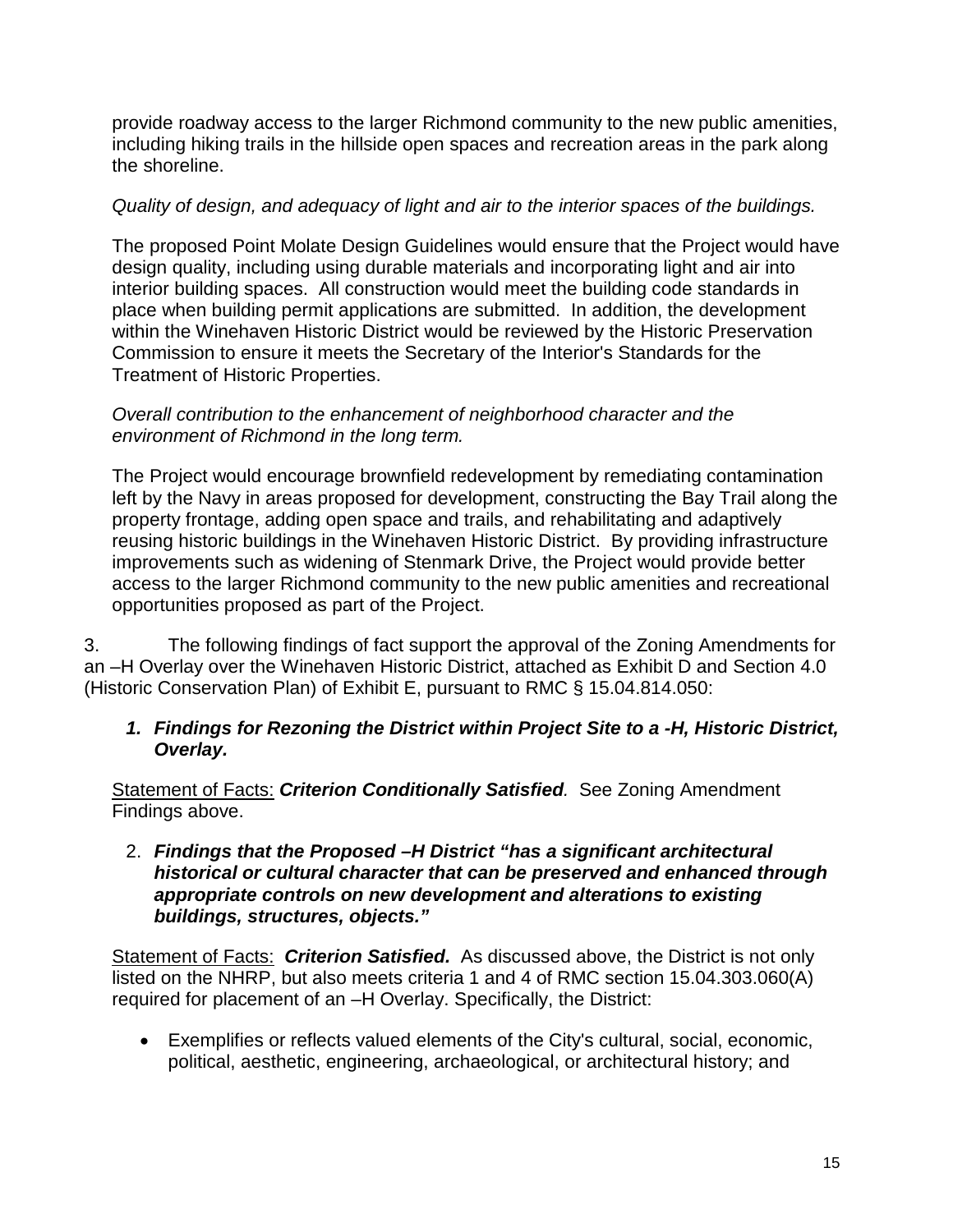provide roadway access to the larger Richmond community to the new public amenities, including hiking trails in the hillside open spaces and recreation areas in the park along the shoreline.

*Quality of design, and adequacy of light and air to the interior spaces of the buildings.*

The proposed Point Molate Design Guidelines would ensure that the Project would have design quality, including using durable materials and incorporating light and air into interior building spaces. All construction would meet the building code standards in place when building permit applications are submitted. In addition, the development within the Winehaven Historic District would be reviewed by the Historic Preservation Commission to ensure it meets the Secretary of the Interior's Standards for the Treatment of Historic Properties.

*Overall contribution to the enhancement of neighborhood character and the environment of Richmond in the long term.*

The Project would encourage brownfield redevelopment by remediating contamination left by the Navy in areas proposed for development, constructing the Bay Trail along the property frontage, adding open space and trails, and rehabilitating and adaptively reusing historic buildings in the Winehaven Historic District. By providing infrastructure improvements such as widening of Stenmark Drive, the Project would provide better access to the larger Richmond community to the new public amenities and recreational opportunities proposed as part of the Project.

3. The following findings of fact support the approval of the Zoning Amendments for an –H Overlay over the Winehaven Historic District, attached as Exhibit D and Section 4.0 (Historic Conservation Plan) of Exhibit E, pursuant to RMC § 15.04.814.050:

1. ***Findings for Rezoning the District within Project Site to a -H, Historic District, Overlay.***

Statement of Facts: ***Criterion Conditionally Satisfied***. See Zoning Amendment Findings above.

2. ***Findings that the Proposed –H District "has a significant architectural historical or cultural character that can be preserved and enhanced through appropriate controls on new development and alterations to existing buildings, structures, objects."***

Statement of Facts: ***Criterion Satisfied.*** As discussed above, the District is not only listed on the NHRP, but also meets criteria 1 and 4 of RMC section 15.04.303.060(A) required for placement of an –H Overlay. Specifically, the District:

- Exemplifies or reflects valued elements of the City's cultural, social, economic, political, aesthetic, engineering, archaeological, or architectural history; and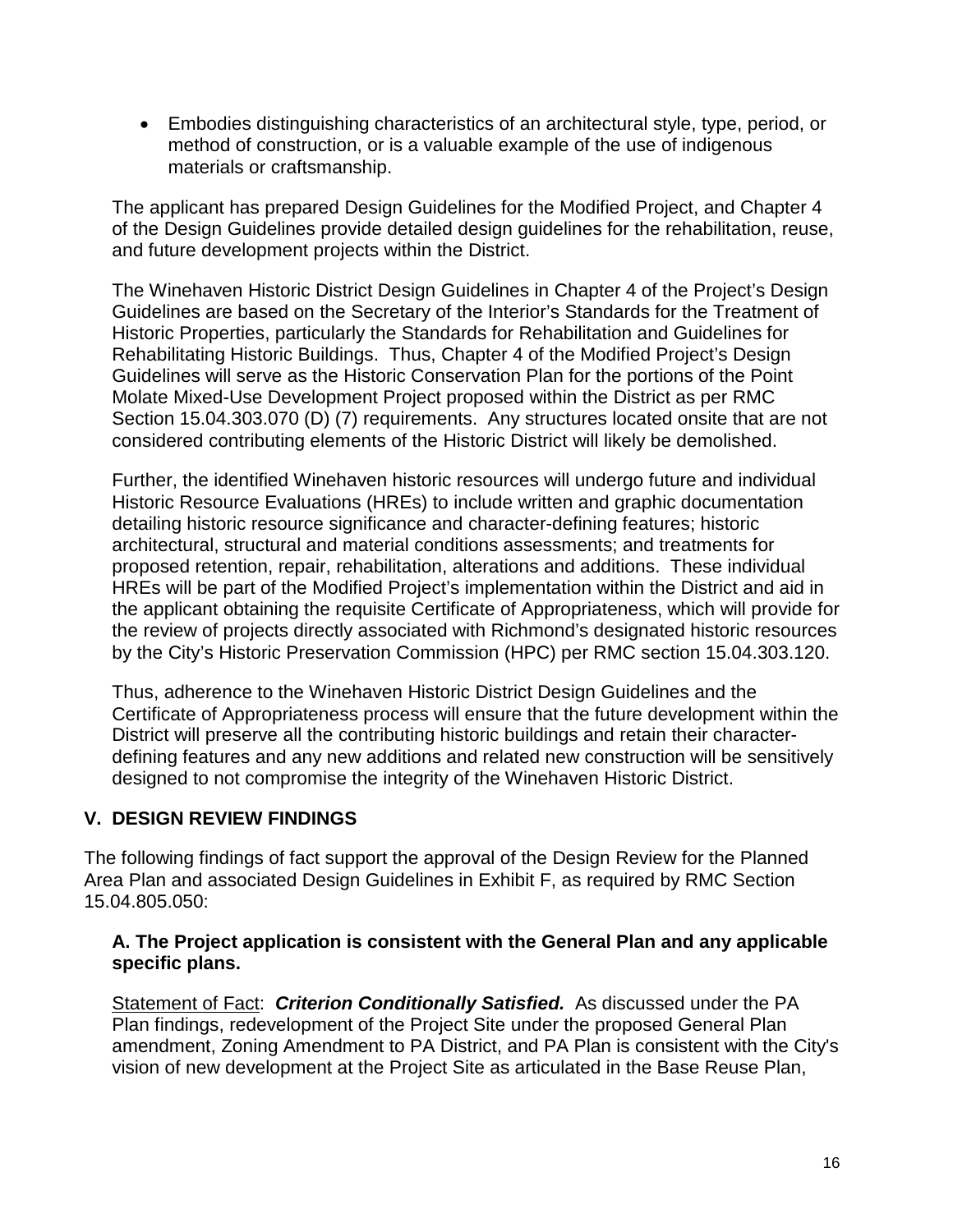- Embodies distinguishing characteristics of an architectural style, type, period, or method of construction, or is a valuable example of the use of indigenous materials or craftsmanship.

The applicant has prepared Design Guidelines for the Modified Project, and Chapter 4 of the Design Guidelines provide detailed design guidelines for the rehabilitation, reuse, and future development projects within the District.

The Winehaven Historic District Design Guidelines in Chapter 4 of the Project's Design Guidelines are based on the Secretary of the Interior's Standards for the Treatment of Historic Properties, particularly the Standards for Rehabilitation and Guidelines for Rehabilitating Historic Buildings. Thus, Chapter 4 of the Modified Project's Design Guidelines will serve as the Historic Conservation Plan for the portions of the Point Molate Mixed-Use Development Project proposed within the District as per RMC Section 15.04.303.070 (D) (7) requirements. Any structures located onsite that are not considered contributing elements of the Historic District will likely be demolished.

Further, the identified Winehaven historic resources will undergo future and individual Historic Resource Evaluations (HREs) to include written and graphic documentation detailing historic resource significance and character-defining features; historic architectural, structural and material conditions assessments; and treatments for proposed retention, repair, rehabilitation, alterations and additions. These individual HREs will be part of the Modified Project's implementation within the District and aid in the applicant obtaining the requisite Certificate of Appropriateness, which will provide for the review of projects directly associated with Richmond's designated historic resources by the City's Historic Preservation Commission (HPC) per RMC section 15.04.303.120.

Thus, adherence to the Winehaven Historic District Design Guidelines and the Certificate of Appropriateness process will ensure that the future development within the District will preserve all the contributing historic buildings and retain their character-defining features and any new additions and related new construction will be sensitively designed to not compromise the integrity of the Winehaven Historic District.

## V. DESIGN REVIEW FINDINGS

The following findings of fact support the approval of the Design Review for the Planned Area Plan and associated Design Guidelines in Exhibit F, as required by RMC Section 15.04.805.050:

### A. The Project application is consistent with the General Plan and any applicable specific plans.

Statement of Fact: ***Criterion Conditionally Satisfied.*** As discussed under the PA Plan findings, redevelopment of the Project Site under the proposed General Plan amendment, Zoning Amendment to PA District, and PA Plan is consistent with the City's vision of new development at the Project Site as articulated in the Base Reuse Plan,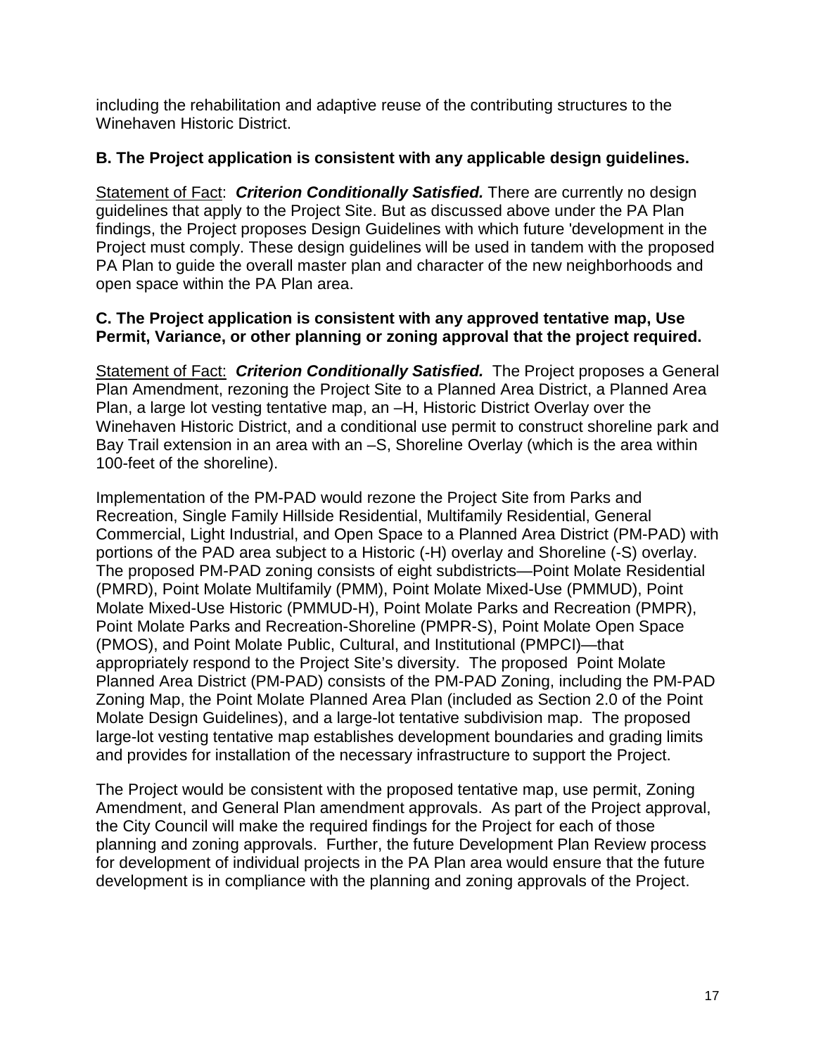including the rehabilitation and adaptive reuse of the contributing structures to the Winehaven Historic District.

**B. The Project application is consistent with any applicable design guidelines.**

Statement of Fact: ***Criterion Conditionally Satisfied.*** There are currently no design guidelines that apply to the Project Site. But as discussed above under the PA Plan findings, the Project proposes Design Guidelines with which future 'development in the Project must comply. These design guidelines will be used in tandem with the proposed PA Plan to guide the overall master plan and character of the new neighborhoods and open space within the PA Plan area.

**C. The Project application is consistent with any approved tentative map, Use Permit, Variance, or other planning or zoning approval that the project required.**

Statement of Fact: ***Criterion Conditionally Satisfied.*** The Project proposes a General Plan Amendment, rezoning the Project Site to a Planned Area District, a Planned Area Plan, a large lot vesting tentative map, an –H, Historic District Overlay over the Winehaven Historic District, and a conditional use permit to construct shoreline park and Bay Trail extension in an area with an –S, Shoreline Overlay (which is the area within 100-feet of the shoreline).

Implementation of the PM-PAD would rezone the Project Site from Parks and Recreation, Single Family Hillside Residential, Multifamily Residential, General Commercial, Light Industrial, and Open Space to a Planned Area District (PM-PAD) with portions of the PAD area subject to a Historic (-H) overlay and Shoreline (-S) overlay. The proposed PM-PAD zoning consists of eight subdistricts—Point Molate Residential (PMRD), Point Molate Multifamily (PMM), Point Molate Mixed-Use (PMMUD), Point Molate Mixed-Use Historic (PMMUD-H), Point Molate Parks and Recreation (PMPR), Point Molate Parks and Recreation-Shoreline (PMPR-S), Point Molate Open Space (PMOS), and Point Molate Public, Cultural, and Institutional (PMPCI)—that appropriately respond to the Project Site's diversity. The proposed Point Molate Planned Area District (PM-PAD) consists of the PM-PAD Zoning, including the PM-PAD Zoning Map, the Point Molate Planned Area Plan (included as Section 2.0 of the Point Molate Design Guidelines), and a large-lot tentative subdivision map. The proposed large-lot vesting tentative map establishes development boundaries and grading limits and provides for installation of the necessary infrastructure to support the Project.

The Project would be consistent with the proposed tentative map, use permit, Zoning Amendment, and General Plan amendment approvals. As part of the Project approval, the City Council will make the required findings for the Project for each of those planning and zoning approvals. Further, the future Development Plan Review process for development of individual projects in the PA Plan area would ensure that the future development is in compliance with the planning and zoning approvals of the Project.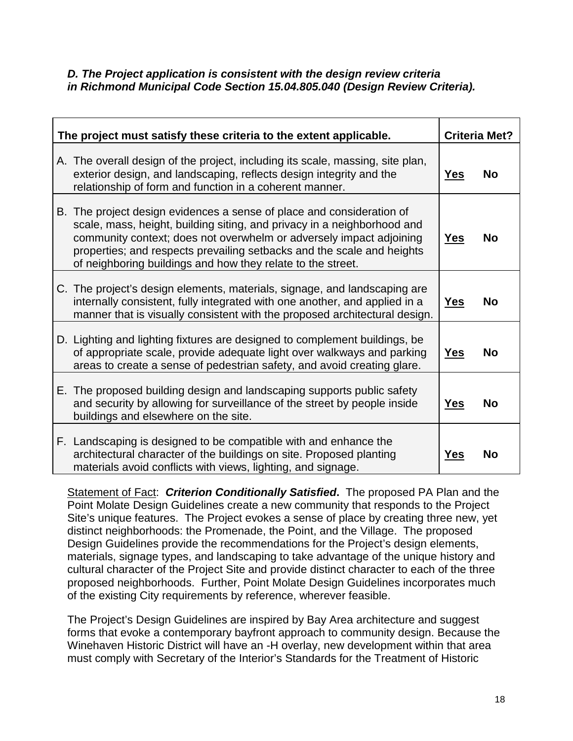***D. The Project application is consistent with the design review criteria in Richmond Municipal Code Section 15.04.805.040 (Design Review Criteria).***

| The project must satisfy these criteria to the extent applicable. | Criteria Met? | |
|---|---|---|
| A. The overall design of the project, including its scale, massing, site plan, exterior design, and landscaping, reflects design integrity and the relationship of form and function in a coherent manner. | Yes | No |
| B. The project design evidences a sense of place and consideration of scale, mass, height, building siting, and privacy in a neighborhood and community context; does not overwhelm or adversely impact adjoining properties; and respects prevailing setbacks and the scale and heights of neighboring buildings and how they relate to the street. | Yes | No |
| C. The project's design elements, materials, signage, and landscaping are internally consistent, fully integrated with one another, and applied in a manner that is visually consistent with the proposed architectural design. | Yes | No |
| D. Lighting and lighting fixtures are designed to complement buildings, be of appropriate scale, provide adequate light over walkways and parking areas to create a sense of pedestrian safety, and avoid creating glare. | Yes | No |
| E. The proposed building design and landscaping supports public safety and security by allowing for surveillance of the street by people inside buildings and elsewhere on the site. | Yes | No |
| F. Landscaping is designed to be compatible with and enhance the architectural character of the buildings on site. Proposed planting materials avoid conflicts with views, lighting, and signage. | Yes | No |

Statement of Fact: ***Criterion Conditionally Satisfied*****.** The proposed PA Plan and the Point Molate Design Guidelines create a new community that responds to the Project Site's unique features. The Project evokes a sense of place by creating three new, yet distinct neighborhoods: the Promenade, the Point, and the Village. The proposed Design Guidelines provide the recommendations for the Project's design elements, materials, signage types, and landscaping to take advantage of the unique history and cultural character of the Project Site and provide distinct character to each of the three proposed neighborhoods. Further, Point Molate Design Guidelines incorporates much of the existing City requirements by reference, wherever feasible.

The Project's Design Guidelines are inspired by Bay Area architecture and suggest forms that evoke a contemporary bayfront approach to community design. Because the Winehaven Historic District will have an -H overlay, new development within that area must comply with Secretary of the Interior's Standards for the Treatment of Historic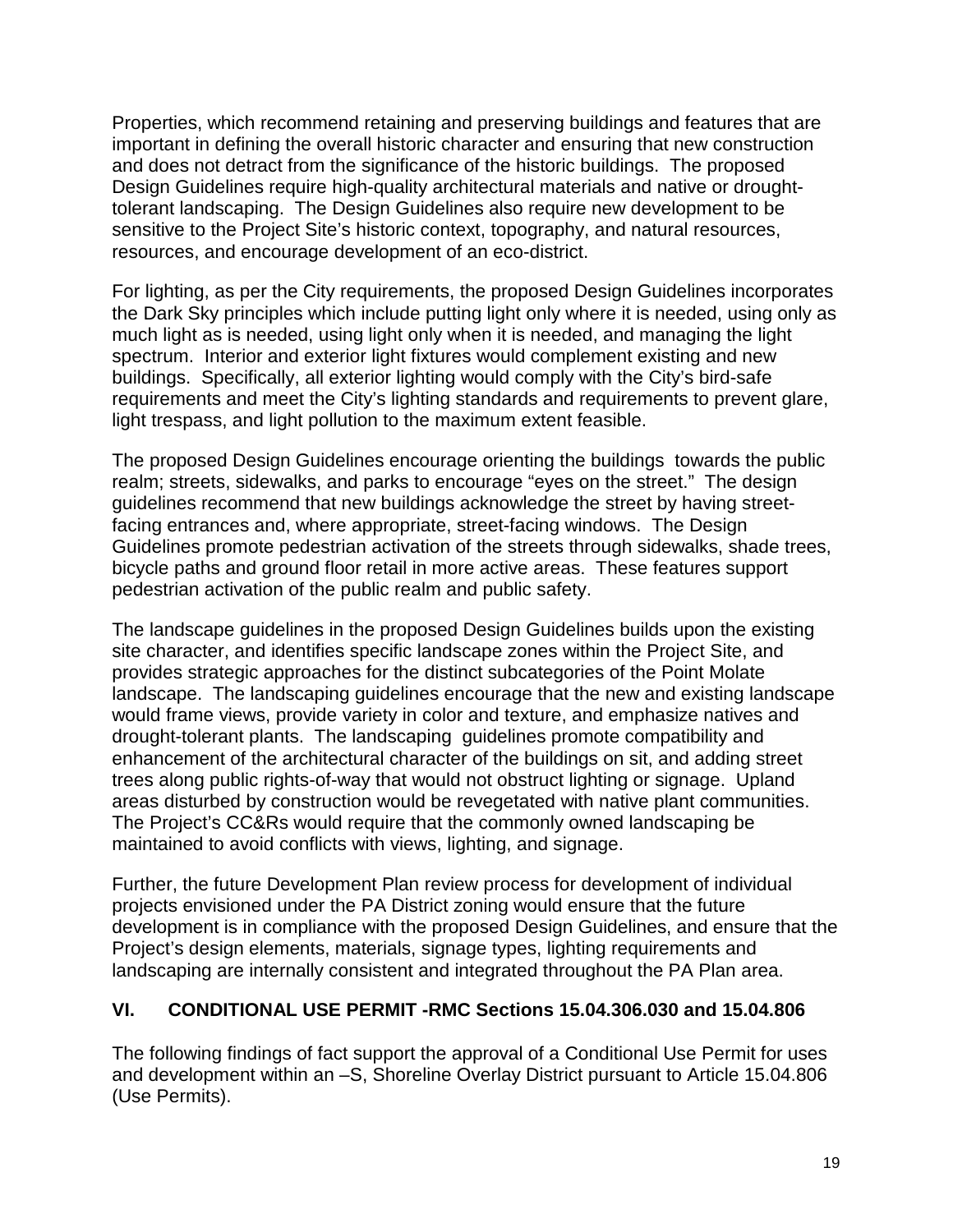Properties, which recommend retaining and preserving buildings and features that are important in defining the overall historic character and ensuring that new construction and does not detract from the significance of the historic buildings. The proposed Design Guidelines require high-quality architectural materials and native or drought-tolerant landscaping. The Design Guidelines also require new development to be sensitive to the Project Site's historic context, topography, and natural resources, resources, and encourage development of an eco-district.

For lighting, as per the City requirements, the proposed Design Guidelines incorporates the Dark Sky principles which include putting light only where it is needed, using only as much light as is needed, using light only when it is needed, and managing the light spectrum. Interior and exterior light fixtures would complement existing and new buildings. Specifically, all exterior lighting would comply with the City's bird-safe requirements and meet the City's lighting standards and requirements to prevent glare, light trespass, and light pollution to the maximum extent feasible.

The proposed Design Guidelines encourage orienting the buildings towards the public realm; streets, sidewalks, and parks to encourage "eyes on the street." The design guidelines recommend that new buildings acknowledge the street by having street-facing entrances and, where appropriate, street-facing windows. The Design Guidelines promote pedestrian activation of the streets through sidewalks, shade trees, bicycle paths and ground floor retail in more active areas. These features support pedestrian activation of the public realm and public safety.

The landscape guidelines in the proposed Design Guidelines builds upon the existing site character, and identifies specific landscape zones within the Project Site, and provides strategic approaches for the distinct subcategories of the Point Molate landscape. The landscaping guidelines encourage that the new and existing landscape would frame views, provide variety in color and texture, and emphasize natives and drought-tolerant plants. The landscaping guidelines promote compatibility and enhancement of the architectural character of the buildings on sit, and adding street trees along public rights-of-way that would not obstruct lighting or signage. Upland areas disturbed by construction would be revegetated with native plant communities. The Project's CC&Rs would require that the commonly owned landscaping be maintained to avoid conflicts with views, lighting, and signage.

Further, the future Development Plan review process for development of individual projects envisioned under the PA District zoning would ensure that the future development is in compliance with the proposed Design Guidelines, and ensure that the Project's design elements, materials, signage types, lighting requirements and landscaping are internally consistent and integrated throughout the PA Plan area.

## VI. CONDITIONAL USE PERMIT -RMC Sections 15.04.306.030 and 15.04.806

The following findings of fact support the approval of a Conditional Use Permit for uses and development within an –S, Shoreline Overlay District pursuant to Article 15.04.806 (Use Permits).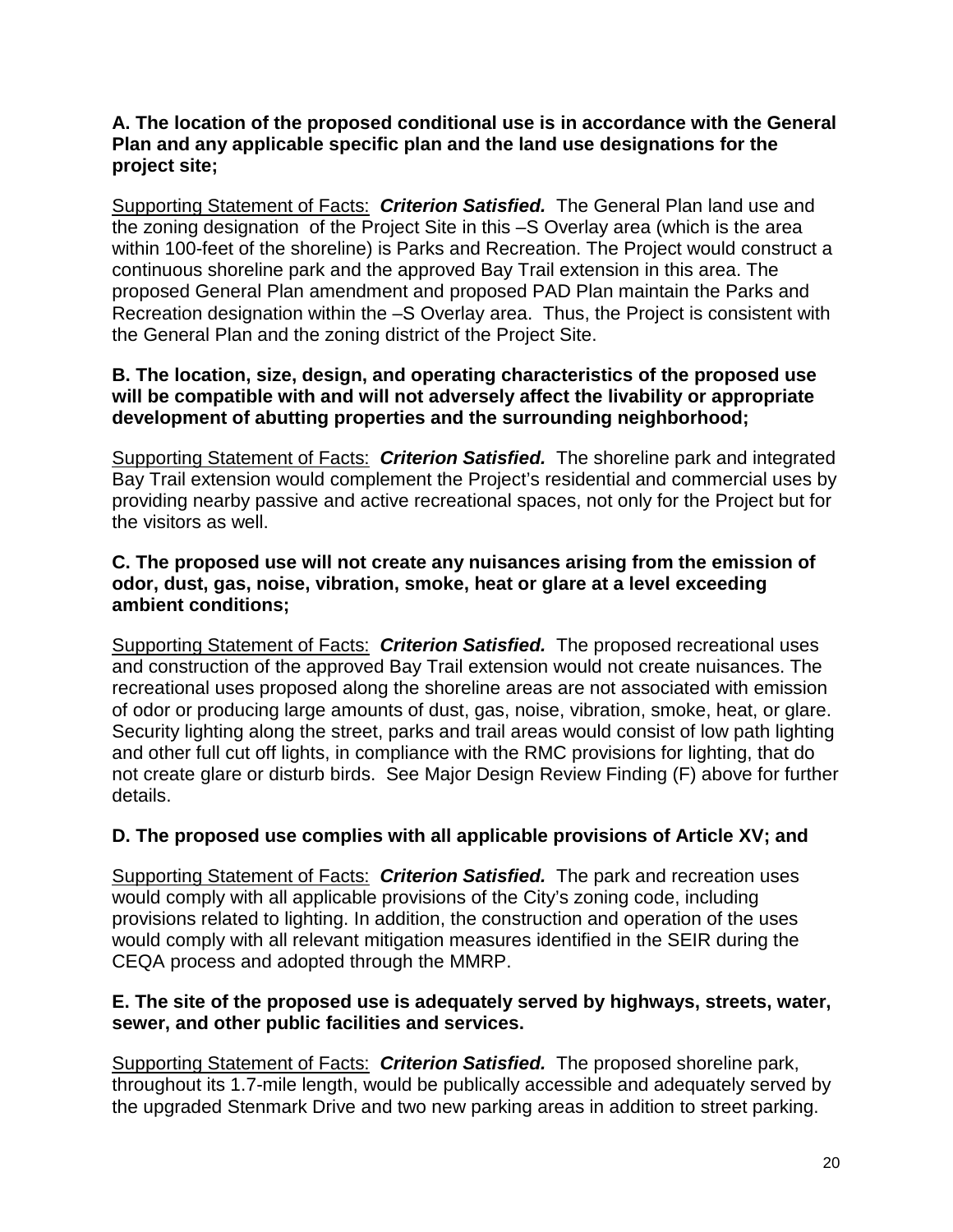**A. The location of the proposed conditional use is in accordance with the General Plan and any applicable specific plan and the land use designations for the project site;**

<u>Supporting Statement of Facts:</u> ***Criterion Satisfied.*** The General Plan land use and the zoning designation of the Project Site in this –S Overlay area (which is the area within 100-feet of the shoreline) is Parks and Recreation. The Project would construct a continuous shoreline park and the approved Bay Trail extension in this area. The proposed General Plan amendment and proposed PAD Plan maintain the Parks and Recreation designation within the –S Overlay area. Thus, the Project is consistent with the General Plan and the zoning district of the Project Site.

**B. The location, size, design, and operating characteristics of the proposed use will be compatible with and will not adversely affect the livability or appropriate development of abutting properties and the surrounding neighborhood;**

<u>Supporting Statement of Facts:</u> ***Criterion Satisfied.*** The shoreline park and integrated Bay Trail extension would complement the Project's residential and commercial uses by providing nearby passive and active recreational spaces, not only for the Project but for the visitors as well.

**C. The proposed use will not create any nuisances arising from the emission of odor, dust, gas, noise, vibration, smoke, heat or glare at a level exceeding ambient conditions;**

<u>Supporting Statement of Facts:</u> ***Criterion Satisfied.*** The proposed recreational uses and construction of the approved Bay Trail extension would not create nuisances. The recreational uses proposed along the shoreline areas are not associated with emission of odor or producing large amounts of dust, gas, noise, vibration, smoke, heat, or glare. Security lighting along the street, parks and trail areas would consist of low path lighting and other full cut off lights, in compliance with the RMC provisions for lighting, that do not create glare or disturb birds. See Major Design Review Finding (F) above for further details.

**D. The proposed use complies with all applicable provisions of Article XV; and**

<u>Supporting Statement of Facts:</u> ***Criterion Satisfied.*** The park and recreation uses would comply with all applicable provisions of the City's zoning code, including provisions related to lighting. In addition, the construction and operation of the uses would comply with all relevant mitigation measures identified in the SEIR during the CEQA process and adopted through the MMRP.

**E. The site of the proposed use is adequately served by highways, streets, water, sewer, and other public facilities and services.**

<u>Supporting Statement of Facts:</u> ***Criterion Satisfied.*** The proposed shoreline park, throughout its 1.7-mile length, would be publically accessible and adequately served by the upgraded Stenmark Drive and two new parking areas in addition to street parking.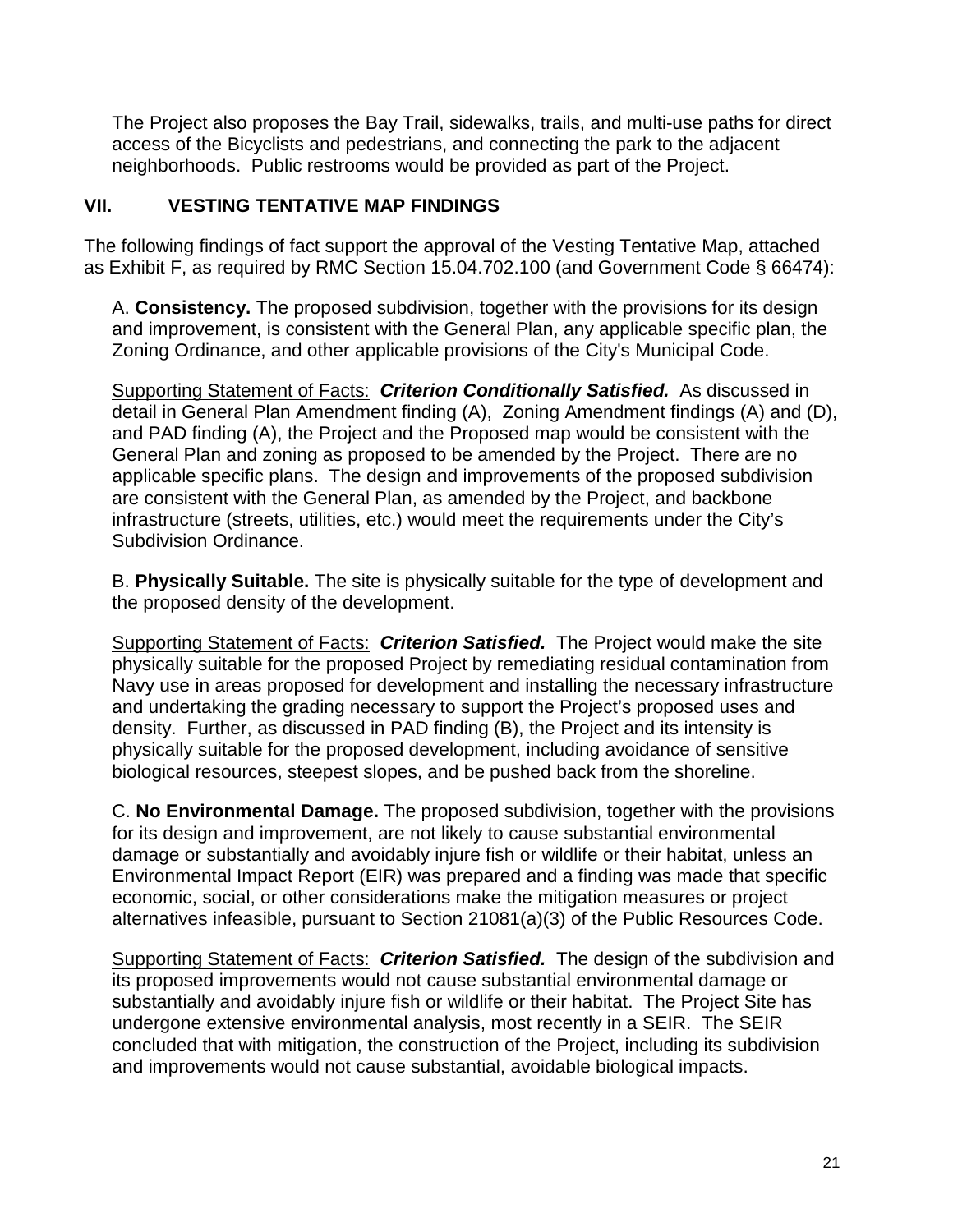The Project also proposes the Bay Trail, sidewalks, trails, and multi-use paths for direct access of the Bicyclists and pedestrians, and connecting the park to the adjacent neighborhoods. Public restrooms would be provided as part of the Project.

## VII. VESTING TENTATIVE MAP FINDINGS

The following findings of fact support the approval of the Vesting Tentative Map, attached as Exhibit F, as required by RMC Section 15.04.702.100 (and Government Code § 66474):

A. **Consistency.** The proposed subdivision, together with the provisions for its design and improvement, is consistent with the General Plan, any applicable specific plan, the Zoning Ordinance, and other applicable provisions of the City's Municipal Code.

<u>Supporting Statement of Facts:</u> ***Criterion Conditionally Satisfied.*** As discussed in detail in General Plan Amendment finding (A), Zoning Amendment findings (A) and (D), and PAD finding (A), the Project and the Proposed map would be consistent with the General Plan and zoning as proposed to be amended by the Project. There are no applicable specific plans. The design and improvements of the proposed subdivision are consistent with the General Plan, as amended by the Project, and backbone infrastructure (streets, utilities, etc.) would meet the requirements under the City's Subdivision Ordinance.

B. **Physically Suitable.** The site is physically suitable for the type of development and the proposed density of the development.

<u>Supporting Statement of Facts:</u> ***Criterion Satisfied.*** The Project would make the site physically suitable for the proposed Project by remediating residual contamination from Navy use in areas proposed for development and installing the necessary infrastructure and undertaking the grading necessary to support the Project's proposed uses and density. Further, as discussed in PAD finding (B), the Project and its intensity is physically suitable for the proposed development, including avoidance of sensitive biological resources, steepest slopes, and be pushed back from the shoreline.

C. **No Environmental Damage.** The proposed subdivision, together with the provisions for its design and improvement, are not likely to cause substantial environmental damage or substantially and avoidably injure fish or wildlife or their habitat, unless an Environmental Impact Report (EIR) was prepared and a finding was made that specific economic, social, or other considerations make the mitigation measures or project alternatives infeasible, pursuant to Section 21081(a)(3) of the Public Resources Code.

<u>Supporting Statement of Facts:</u> ***Criterion Satisfied.*** The design of the subdivision and its proposed improvements would not cause substantial environmental damage or substantially and avoidably injure fish or wildlife or their habitat. The Project Site has undergone extensive environmental analysis, most recently in a SEIR. The SEIR concluded that with mitigation, the construction of the Project, including its subdivision and improvements would not cause substantial, avoidable biological impacts.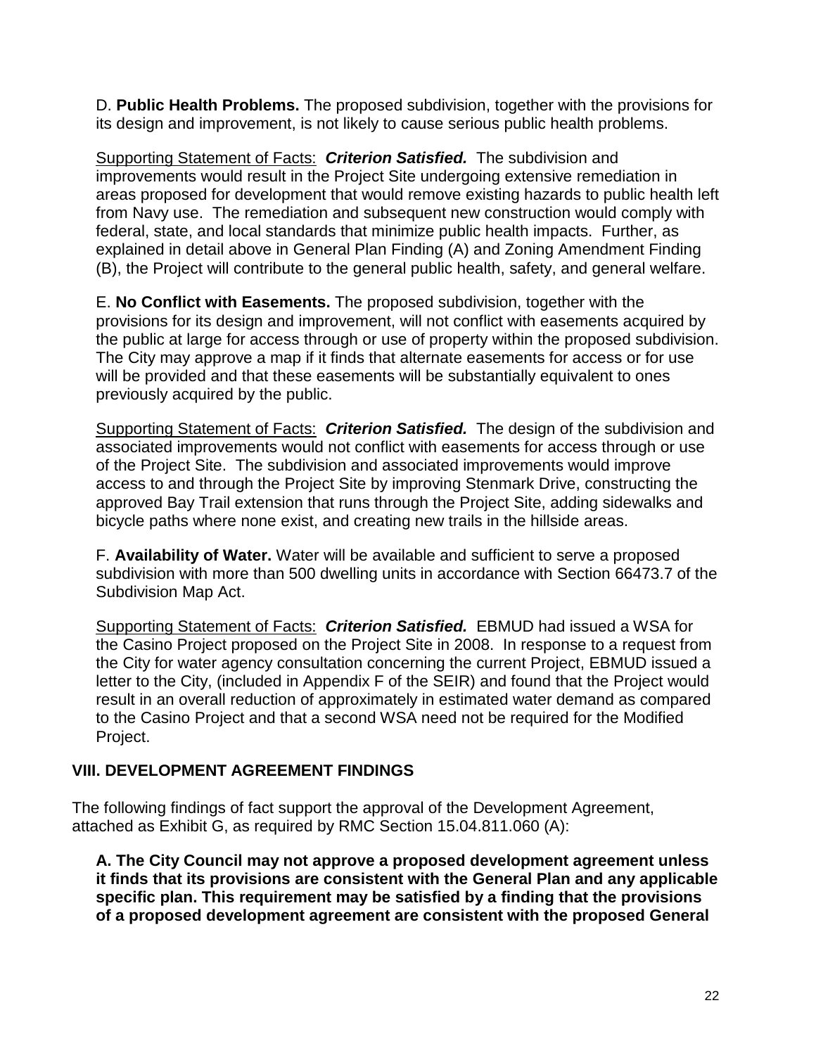D. **Public Health Problems.** The proposed subdivision, together with the provisions for its design and improvement, is not likely to cause serious public health problems.

Supporting Statement of Facts: ***Criterion Satisfied.*** The subdivision and improvements would result in the Project Site undergoing extensive remediation in areas proposed for development that would remove existing hazards to public health left from Navy use. The remediation and subsequent new construction would comply with federal, state, and local standards that minimize public health impacts. Further, as explained in detail above in General Plan Finding (A) and Zoning Amendment Finding (B), the Project will contribute to the general public health, safety, and general welfare.

E. **No Conflict with Easements.** The proposed subdivision, together with the provisions for its design and improvement, will not conflict with easements acquired by the public at large for access through or use of property within the proposed subdivision. The City may approve a map if it finds that alternate easements for access or for use will be provided and that these easements will be substantially equivalent to ones previously acquired by the public.

Supporting Statement of Facts: ***Criterion Satisfied.*** The design of the subdivision and associated improvements would not conflict with easements for access through or use of the Project Site. The subdivision and associated improvements would improve access to and through the Project Site by improving Stenmark Drive, constructing the approved Bay Trail extension that runs through the Project Site, adding sidewalks and bicycle paths where none exist, and creating new trails in the hillside areas.

F. **Availability of Water.** Water will be available and sufficient to serve a proposed subdivision with more than 500 dwelling units in accordance with Section 66473.7 of the Subdivision Map Act.

Supporting Statement of Facts: ***Criterion Satisfied.*** EBMUD had issued a WSA for the Casino Project proposed on the Project Site in 2008. In response to a request from the City for water agency consultation concerning the current Project, EBMUD issued a letter to the City, (included in Appendix F of the SEIR) and found that the Project would result in an overall reduction of approximately in estimated water demand as compared to the Casino Project and that a second WSA need not be required for the Modified Project.

## VIII. DEVELOPMENT AGREEMENT FINDINGS

The following findings of fact support the approval of the Development Agreement, attached as Exhibit G, as required by RMC Section 15.04.811.060 (A):

**A. The City Council may not approve a proposed development agreement unless it finds that its provisions are consistent with the General Plan and any applicable specific plan. This requirement may be satisfied by a finding that the provisions of a proposed development agreement are consistent with the proposed General**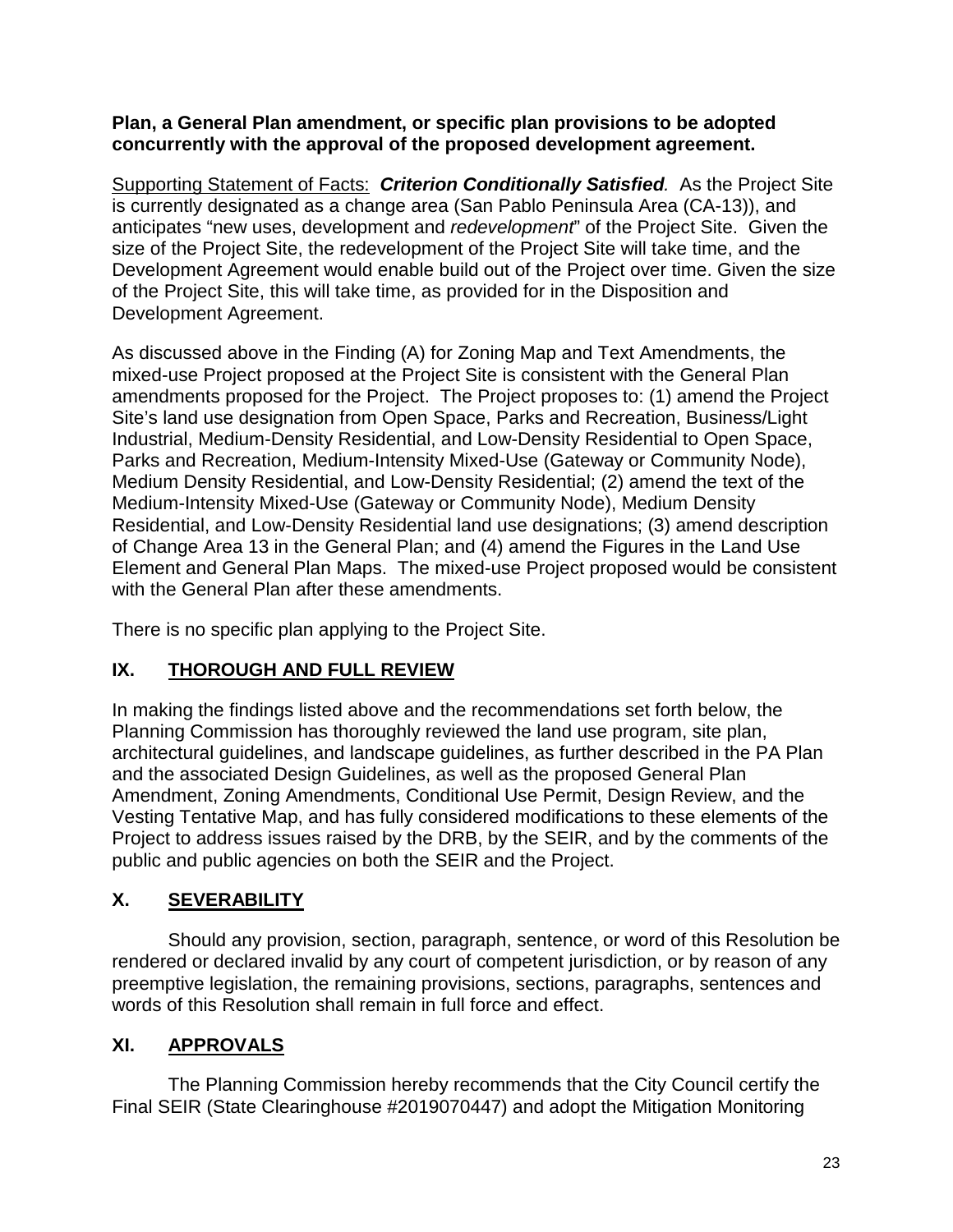**Plan, a General Plan amendment, or specific plan provisions to be adopted concurrently with the approval of the proposed development agreement.**

Supporting Statement of Facts: ***Criterion Conditionally Satisfied**.* As the Project Site is currently designated as a change area (San Pablo Peninsula Area (CA-13)), and anticipates "new uses, development and *redevelopment*" of the Project Site. Given the size of the Project Site, the redevelopment of the Project Site will take time, and the Development Agreement would enable build out of the Project over time. Given the size of the Project Site, this will take time, as provided for in the Disposition and Development Agreement.

As discussed above in the Finding (A) for Zoning Map and Text Amendments, the mixed-use Project proposed at the Project Site is consistent with the General Plan amendments proposed for the Project. The Project proposes to: (1) amend the Project Site's land use designation from Open Space, Parks and Recreation, Business/Light Industrial, Medium-Density Residential, and Low-Density Residential to Open Space, Parks and Recreation, Medium-Intensity Mixed-Use (Gateway or Community Node), Medium Density Residential, and Low-Density Residential; (2) amend the text of the Medium-Intensity Mixed-Use (Gateway or Community Node), Medium Density Residential, and Low-Density Residential land use designations; (3) amend description of Change Area 13 in the General Plan; and (4) amend the Figures in the Land Use Element and General Plan Maps. The mixed-use Project proposed would be consistent with the General Plan after these amendments.

There is no specific plan applying to the Project Site.

## IX. THOROUGH AND FULL REVIEW

In making the findings listed above and the recommendations set forth below, the Planning Commission has thoroughly reviewed the land use program, site plan, architectural guidelines, and landscape guidelines, as further described in the PA Plan and the associated Design Guidelines, as well as the proposed General Plan Amendment, Zoning Amendments, Conditional Use Permit, Design Review, and the Vesting Tentative Map, and has fully considered modifications to these elements of the Project to address issues raised by the DRB, by the SEIR, and by the comments of the public and public agencies on both the SEIR and the Project.

## X. SEVERABILITY

Should any provision, section, paragraph, sentence, or word of this Resolution be rendered or declared invalid by any court of competent jurisdiction, or by reason of any preemptive legislation, the remaining provisions, sections, paragraphs, sentences and words of this Resolution shall remain in full force and effect.

## XI. APPROVALS

The Planning Commission hereby recommends that the City Council certify the Final SEIR (State Clearinghouse #2019070447) and adopt the Mitigation Monitoring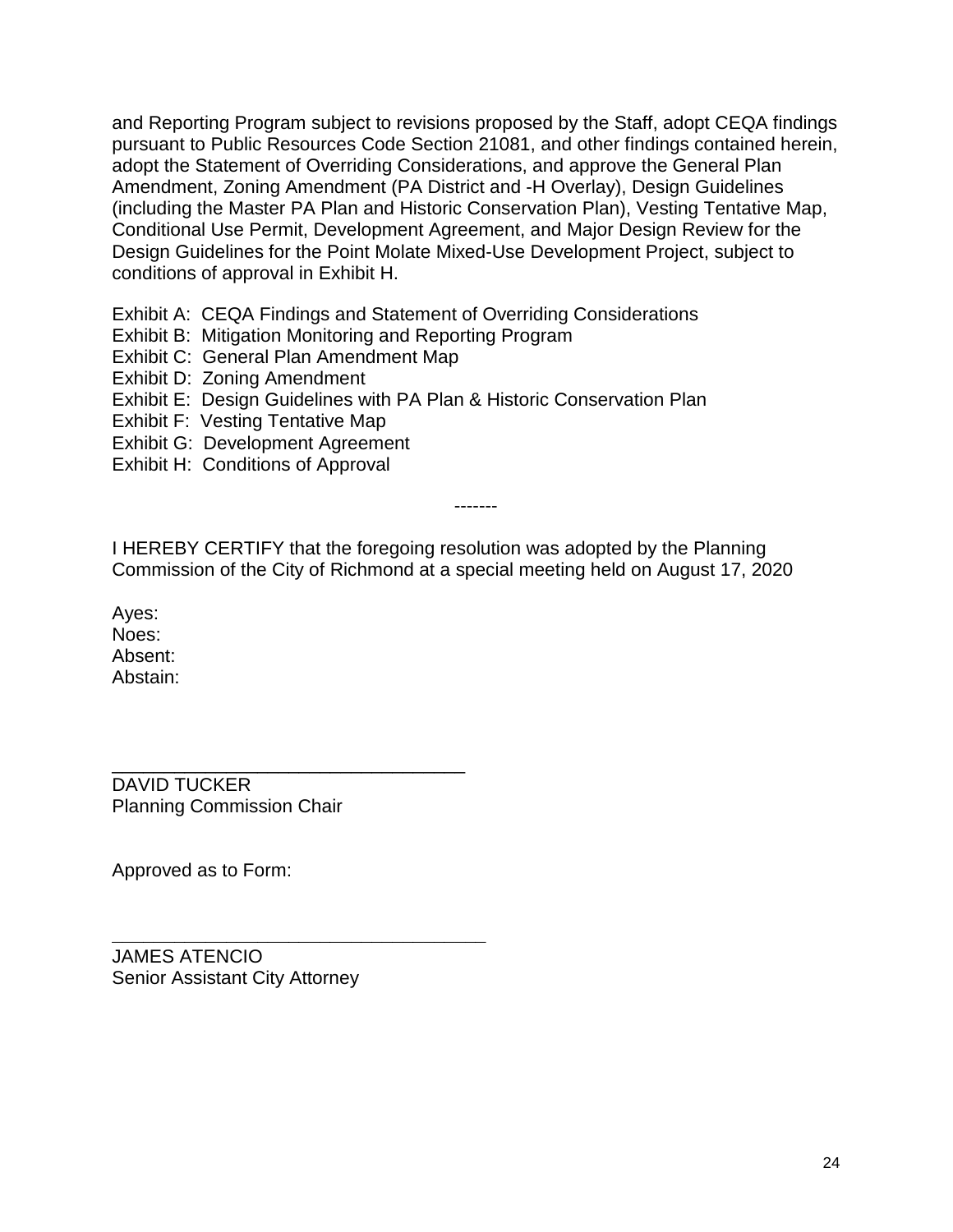and Reporting Program subject to revisions proposed by the Staff, adopt CEQA findings pursuant to Public Resources Code Section 21081, and other findings contained herein, adopt the Statement of Overriding Considerations, and approve the General Plan Amendment, Zoning Amendment (PA District and -H Overlay), Design Guidelines (including the Master PA Plan and Historic Conservation Plan), Vesting Tentative Map, Conditional Use Permit, Development Agreement, and Major Design Review for the Design Guidelines for the Point Molate Mixed-Use Development Project, subject to conditions of approval in Exhibit H.

Exhibit A: CEQA Findings and Statement of Overriding Considerations
Exhibit B: Mitigation Monitoring and Reporting Program
Exhibit C: General Plan Amendment Map
Exhibit D: Zoning Amendment
Exhibit E: Design Guidelines with PA Plan & Historic Conservation Plan
Exhibit F: Vesting Tentative Map
Exhibit G: Development Agreement
Exhibit H: Conditions of Approval

-------

I HEREBY CERTIFY that the foregoing resolution was adopted by the Planning Commission of the City of Richmond at a special meeting held on August 17, 2020

Ayes:
Noes:
Absent:
Abstain:

\_\_\_\_\_\_\_\_\_\_\_\_\_\_\_\_\_\_\_\_\_\_\_\_\_\_\_\_\_\_\_\_\_\_\_
DAVID TUCKER
Planning Commission Chair

Approved as to Form:

\_\_\_\_\_\_\_\_\_\_\_\_\_\_\_\_\_\_\_\_\_\_\_\_\_\_\_\_\_\_\_\_\_\_\_
JAMES ATENCIO
Senior Assistant City Attorney